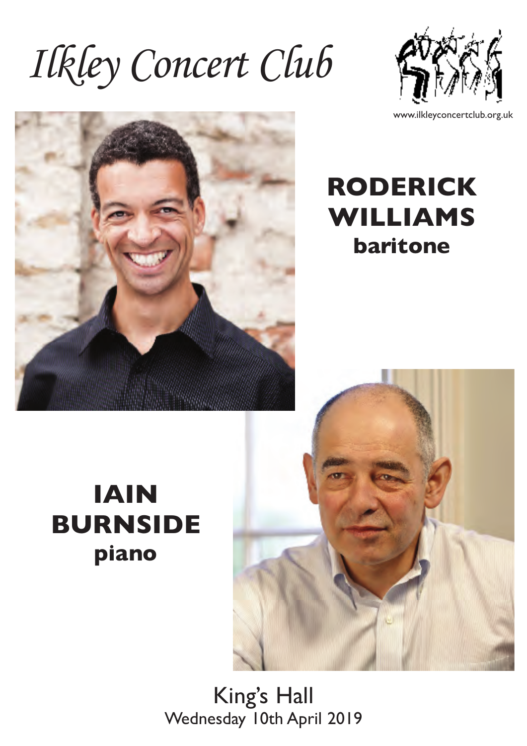# Ilkley Concert Club

www.ilkleyconcertclub.org.uk

**RODERICK WILLIAMS**
**baritone**

**IAIN BURNSIDE**
**piano**

King's Hall
Wednesday 10th April 2019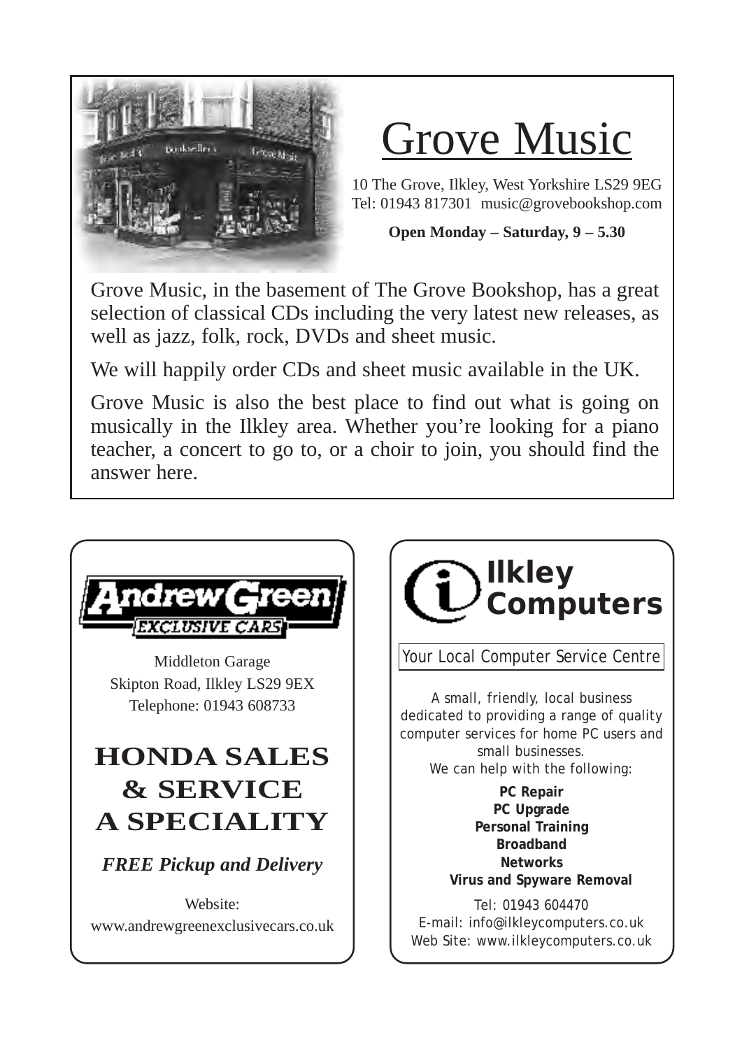# Grove Music

10 The Grove, Ilkley, West Yorkshire LS29 9EG
Tel: 01943 817301 music@grovebookshop.com

**Open Monday – Saturday, 9 – 5.30**

Grove Music, in the basement of The Grove Bookshop, has a great selection of classical CDs including the very latest new releases, as well as jazz, folk, rock, DVDs and sheet music.

We will happily order CDs and sheet music available in the UK.

Grove Music is also the best place to find out what is going on musically in the Ilkley area. Whether you're looking for a piano teacher, a concert to go to, or a choir to join, you should find the answer here.

---

## Andrew Green Exclusive Cars

Middleton Garage
Skipton Road, Ilkley LS29 9EX
Telephone: 01943 608733

**HONDA SALES & SERVICE A SPECIALITY**

***FREE Pickup and Delivery***

Website:
www.andrewgreenexclusivecars.co.uk

---

## Ilkley Computers

Your Local Computer Service Centre

A small, friendly, local business dedicated to providing a range of quality computer services for home PC users and small businesses.
We can help with the following:

**PC Repair**
**PC Upgrade**
**Personal Training**
**Broadband**
**Networks**
**Virus and Spyware Removal**

Tel: 01943 604470
E-mail: info@ilkleycomputers.co.uk
Web Site: www.ilkleycomputers.co.uk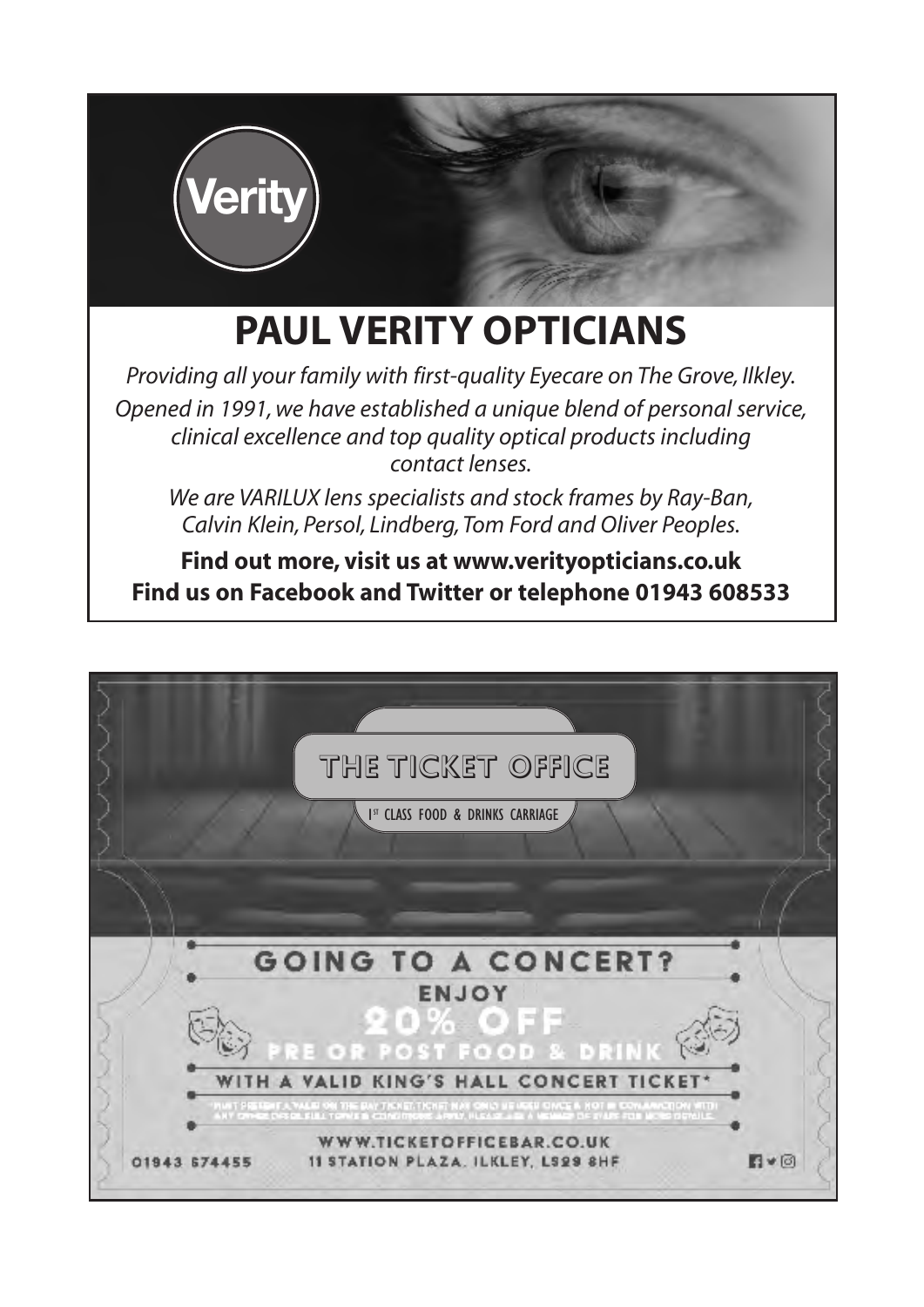Verity

# PAUL VERITY OPTICIANS

*Providing all your family with first-quality Eyecare on The Grove, Ilkley.*

*Opened in 1991, we have established a unique blend of personal service, clinical excellence and top quality optical products including contact lenses.*

*We are VARILUX lens specialists and stock frames by Ray-Ban, Calvin Klein, Persol, Lindberg, Tom Ford and Oliver Peoples.*

**Find out more, visit us at www.verityopticians.co.uk**
**Find us on Facebook and Twitter or telephone 01943 608533**

---

THE TICKET OFFICE

1st CLASS FOOD & DRINKS CARRIAGE

## GOING TO A CONCERT?

ENJOY

**20% OFF**

PRE OR POST FOOD & DRINK

WITH A VALID KING'S HALL CONCERT TICKET*

WWW.TICKETOFFICEBAR.CO.UK

01943 674455 — 11 STATION PLAZA, ILKLEY, LS29 8HF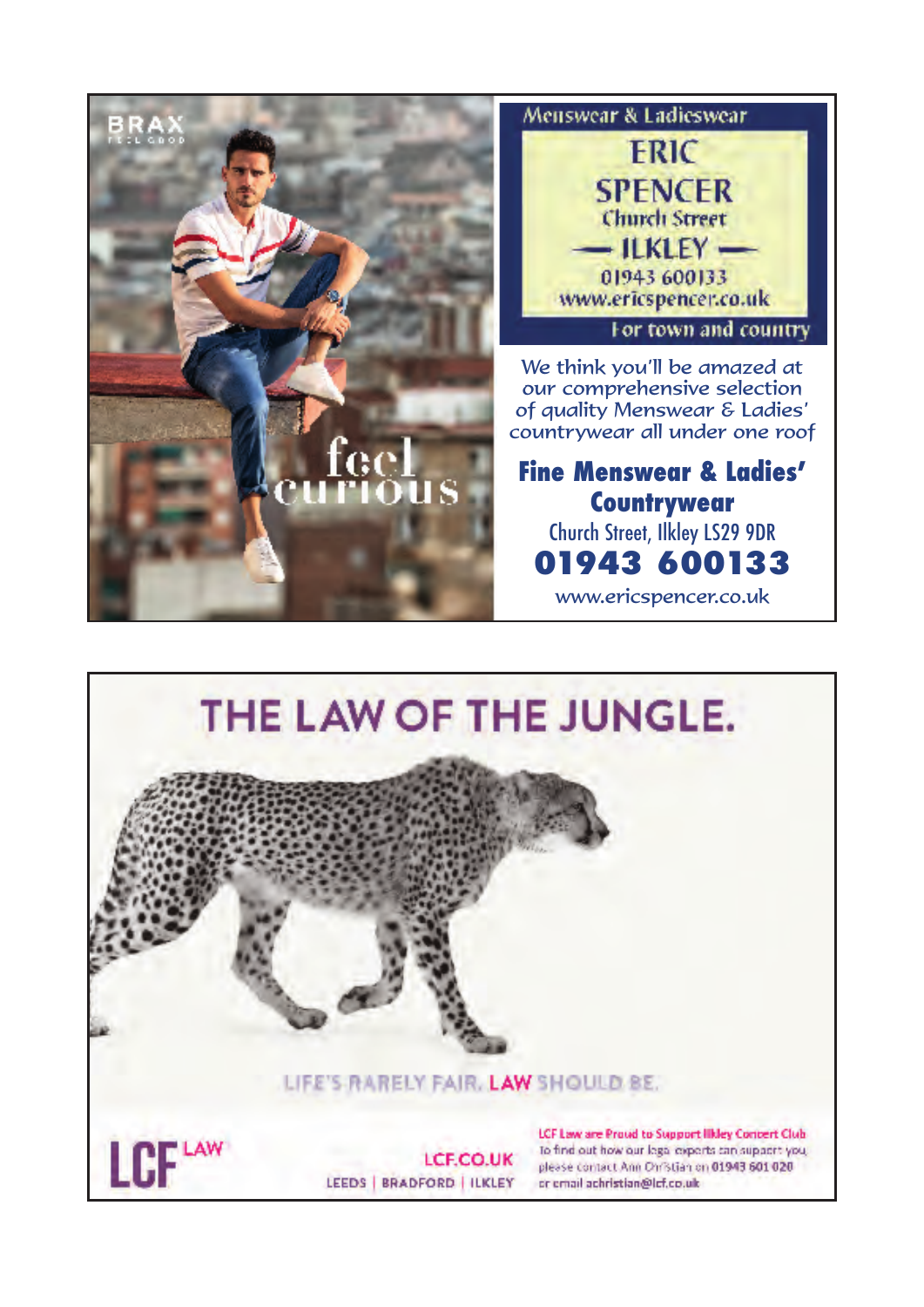BRAX
FEEL GOOD

feel curious

Menswear & Ladieswear

**ERIC SPENCER**

Church Street

— ILKLEY —

01943 600133

www.ericspencer.co.uk

For town and country

*We think you'll be amazed at our comprehensive selection of quality Menswear & Ladies' countrywear all under one roof*

**Fine Menswear & Ladies' Countrywear**

Church Street, Ilkley LS29 9DR

**01943 600133**

www.ericspencer.co.uk

# THE LAW OF THE JUNGLE.

LIFE'S RARELY FAIR. **LAW** SHOULD BE.

LCF LAW

LCF.CO.UK

LEEDS | BRADFORD | ILKLEY

**LCF Law are Proud to Support Ilkley Concert Club**

To find out how our legal experts can support you, please contact Ann Christian on **01943 601 020** or email **achristian@lcf.co.uk**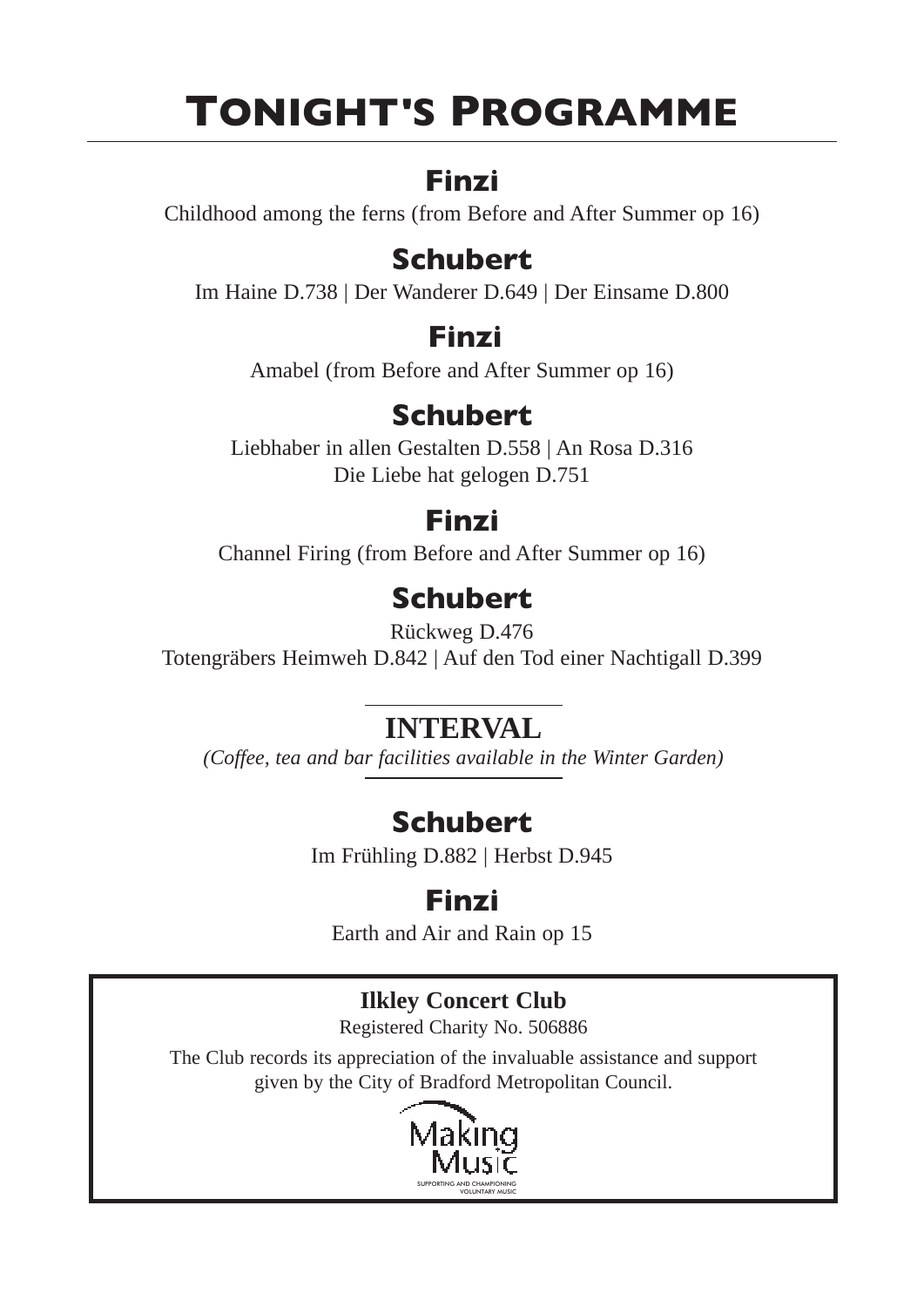# Tonight's Programme

## Finzi

Childhood among the ferns (from Before and After Summer op 16)

## Schubert

Im Haine D.738 | Der Wanderer D.649 | Der Einsame D.800

## Finzi

Amabel (from Before and After Summer op 16)

## Schubert

Liebhaber in allen Gestalten D.558 | An Rosa D.316
Die Liebe hat gelogen D.751

## Finzi

Channel Firing (from Before and After Summer op 16)

## Schubert

Rückweg D.476
Totengräbers Heimweh D.842 | Auf den Tod einer Nachtigall D.399

---

**INTERVAL**

*(Coffee, tea and bar facilities available in the Winter Garden)*

---

## Schubert

Im Frühling D.882 | Herbst D.945

## Finzi

Earth and Air and Rain op 15

**Ilkley Concert Club**

Registered Charity No. 506886

The Club records its appreciation of the invaluable assistance and support given by the City of Bradford Metropolitan Council.

Making Music
SUPPORTING AND CHAMPIONING VOLUNTARY MUSIC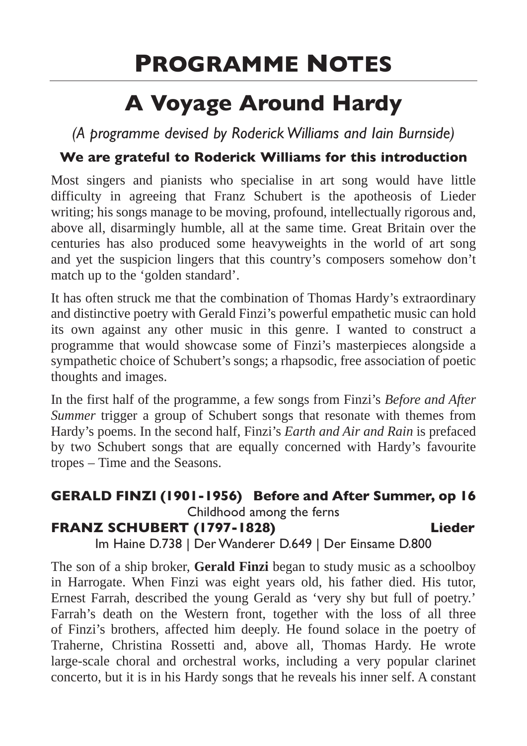# PROGRAMME NOTES

## A Voyage Around Hardy

*(A programme devised by Roderick Williams and Iain Burnside)*

**We are grateful to Roderick Williams for this introduction**

Most singers and pianists who specialise in art song would have little difficulty in agreeing that Franz Schubert is the apotheosis of Lieder writing; his songs manage to be moving, profound, intellectually rigorous and, above all, disarmingly humble, all at the same time. Great Britain over the centuries has also produced some heavyweights in the world of art song and yet the suspicion lingers that this country's composers somehow don't match up to the 'golden standard'.

It has often struck me that the combination of Thomas Hardy's extraordinary and distinctive poetry with Gerald Finzi's powerful empathetic music can hold its own against any other music in this genre. I wanted to construct a programme that would showcase some of Finzi's masterpieces alongside a sympathetic choice of Schubert's songs; a rhapsodic, free association of poetic thoughts and images.

In the first half of the programme, a few songs from Finzi's *Before and After Summer* trigger a group of Schubert songs that resonate with themes from Hardy's poems. In the second half, Finzi's *Earth and Air and Rain* is prefaced by two Schubert songs that are equally concerned with Hardy's favourite tropes – Time and the Seasons.

**GERALD FINZI (1901-1956) Before and After Summer, op 16**

Childhood among the ferns

**FRANZ SCHUBERT (1797-1828) Lieder**

Im Haine D.738 | Der Wanderer D.649 | Der Einsame D.800

The son of a ship broker, **Gerald Finzi** began to study music as a schoolboy in Harrogate. When Finzi was eight years old, his father died. His tutor, Ernest Farrah, described the young Gerald as 'very shy but full of poetry.' Farrah's death on the Western front, together with the loss of all three of Finzi's brothers, affected him deeply. He found solace in the poetry of Traherne, Christina Rossetti and, above all, Thomas Hardy. He wrote large-scale choral and orchestral works, including a very popular clarinet concerto, but it is in his Hardy songs that he reveals his inner self. A constant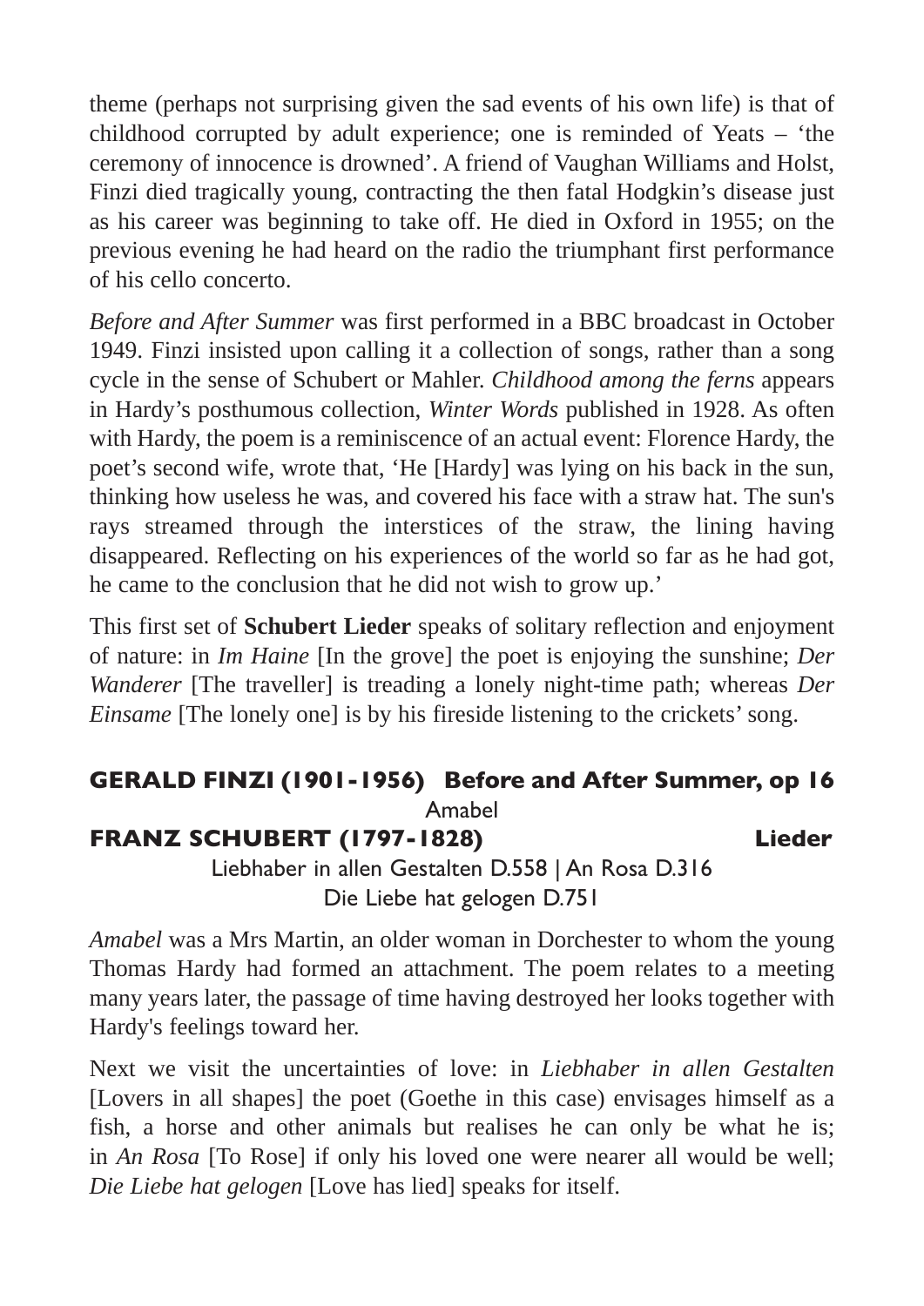theme (perhaps not surprising given the sad events of his own life) is that of childhood corrupted by adult experience; one is reminded of Yeats – 'the ceremony of innocence is drowned'. A friend of Vaughan Williams and Holst, Finzi died tragically young, contracting the then fatal Hodgkin's disease just as his career was beginning to take off. He died in Oxford in 1955; on the previous evening he had heard on the radio the triumphant first performance of his cello concerto.

*Before and After Summer* was first performed in a BBC broadcast in October 1949. Finzi insisted upon calling it a collection of songs, rather than a song cycle in the sense of Schubert or Mahler. *Childhood among the ferns* appears in Hardy's posthumous collection, *Winter Words* published in 1928. As often with Hardy, the poem is a reminiscence of an actual event: Florence Hardy, the poet's second wife, wrote that, 'He [Hardy] was lying on his back in the sun, thinking how useless he was, and covered his face with a straw hat. The sun's rays streamed through the interstices of the straw, the lining having disappeared. Reflecting on his experiences of the world so far as he had got, he came to the conclusion that he did not wish to grow up.'

This first set of **Schubert Lieder** speaks of solitary reflection and enjoyment of nature: in *Im Haine* [In the grove] the poet is enjoying the sunshine; *Der Wanderer* [The traveller] is treading a lonely night-time path; whereas *Der Einsame* [The lonely one] is by his fireside listening to the crickets' song.

## GERALD FINZI (1901-1956) Before and After Summer, op 16

Amabel

## FRANZ SCHUBERT (1797-1828) Lieder

Liebhaber in allen Gestalten D.558 | An Rosa D.316
Die Liebe hat gelogen D.751

*Amabel* was a Mrs Martin, an older woman in Dorchester to whom the young Thomas Hardy had formed an attachment. The poem relates to a meeting many years later, the passage of time having destroyed her looks together with Hardy's feelings toward her.

Next we visit the uncertainties of love: in *Liebhaber in allen Gestalten* [Lovers in all shapes] the poet (Goethe in this case) envisages himself as a fish, a horse and other animals but realises he can only be what he is; in *An Rosa* [To Rose] if only his loved one were nearer all would be well; *Die Liebe hat gelogen* [Love has lied] speaks for itself.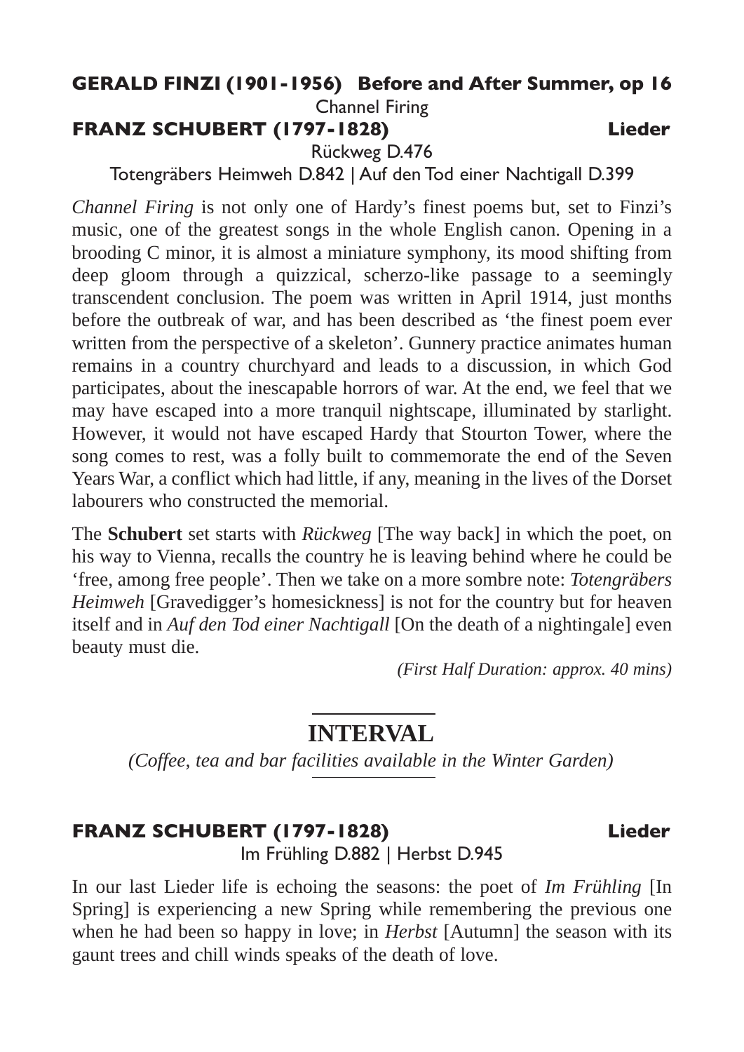**GERALD FINZI (1901-1956) Before and After Summer, op 16**

Channel Firing

**FRANZ SCHUBERT (1797-1828) Lieder**

Rückweg D.476

Totengräbers Heimweh D.842 | Auf den Tod einer Nachtigall D.399

*Channel Firing* is not only one of Hardy's finest poems but, set to Finzi's music, one of the greatest songs in the whole English canon. Opening in a brooding C minor, it is almost a miniature symphony, its mood shifting from deep gloom through a quizzical, scherzo-like passage to a seemingly transcendent conclusion. The poem was written in April 1914, just months before the outbreak of war, and has been described as 'the finest poem ever written from the perspective of a skeleton'. Gunnery practice animates human remains in a country churchyard and leads to a discussion, in which God participates, about the inescapable horrors of war. At the end, we feel that we may have escaped into a more tranquil nightscape, illuminated by starlight. However, it would not have escaped Hardy that Stourton Tower, where the song comes to rest, was a folly built to commemorate the end of the Seven Years War, a conflict which had little, if any, meaning in the lives of the Dorset labourers who constructed the memorial.

The **Schubert** set starts with *Rückweg* [The way back] in which the poet, on his way to Vienna, recalls the country he is leaving behind where he could be 'free, among free people'. Then we take on a more sombre note: *Totengräbers Heimweh* [Gravedigger's homesickness] is not for the country but for heaven itself and in *Auf den Tod einer Nachtigall* [On the death of a nightingale] even beauty must die.

*(First Half Duration: approx. 40 mins)*

## INTERVAL

*(Coffee, tea and bar facilities available in the Winter Garden)*

**FRANZ SCHUBERT (1797-1828) Lieder**

Im Frühling D.882 | Herbst D.945

In our last Lieder life is echoing the seasons: the poet of *Im Frühling* [In Spring] is experiencing a new Spring while remembering the previous one when he had been so happy in love; in *Herbst* [Autumn] the season with its gaunt trees and chill winds speaks of the death of love.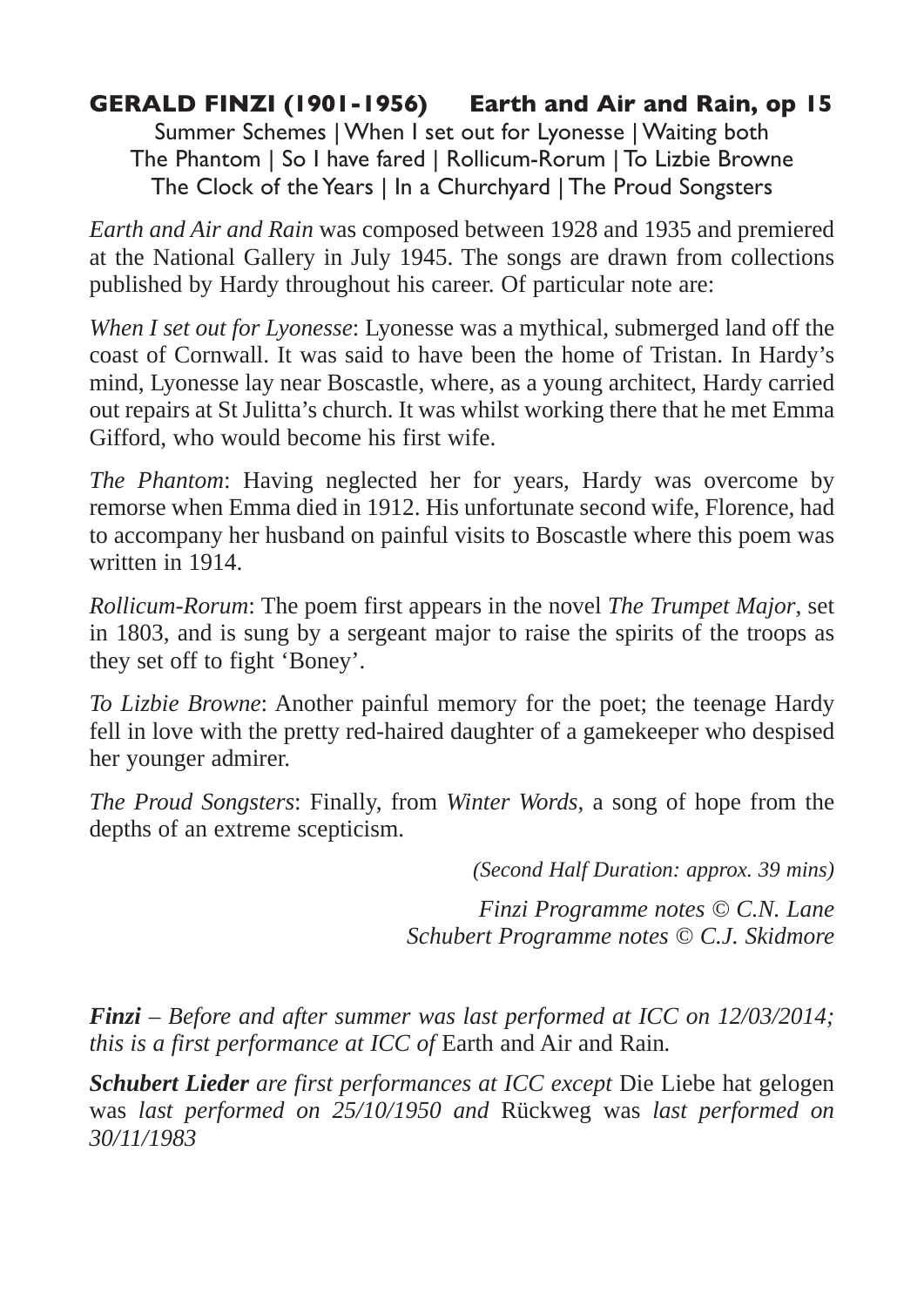## GERALD FINZI (1901-1956) Earth and Air and Rain, op 15

Summer Schemes | When I set out for Lyonesse | Waiting both
The Phantom | So I have fared | Rollicum-Rorum | To Lizbie Browne
The Clock of the Years | In a Churchyard | The Proud Songsters

*Earth and Air and Rain* was composed between 1928 and 1935 and premiered at the National Gallery in July 1945. The songs are drawn from collections published by Hardy throughout his career. Of particular note are:

*When I set out for Lyonesse*: Lyonesse was a mythical, submerged land off the coast of Cornwall. It was said to have been the home of Tristan. In Hardy's mind, Lyonesse lay near Boscastle, where, as a young architect, Hardy carried out repairs at St Julitta's church. It was whilst working there that he met Emma Gifford, who would become his first wife.

*The Phantom*: Having neglected her for years, Hardy was overcome by remorse when Emma died in 1912. His unfortunate second wife, Florence, had to accompany her husband on painful visits to Boscastle where this poem was written in 1914.

*Rollicum-Rorum*: The poem first appears in the novel *The Trumpet Major*, set in 1803, and is sung by a sergeant major to raise the spirits of the troops as they set off to fight 'Boney'.

*To Lizbie Browne*: Another painful memory for the poet; the teenage Hardy fell in love with the pretty red-haired daughter of a gamekeeper who despised her younger admirer.

*The Proud Songsters*: Finally, from *Winter Words*, a song of hope from the depths of an extreme scepticism.

*(Second Half Duration: approx. 39 mins)*

*Finzi Programme notes © C.N. Lane*
*Schubert Programme notes © C.J. Skidmore*

***Finzi** – Before and after summer was last performed at ICC on 12/03/2014; this is a first performance at ICC of* Earth and Air and Rain*.*

***Schubert Lieder** are first performances at ICC except* Die Liebe hat gelogen *was last performed on 25/10/1950 and* Rückweg *was last performed on 30/11/1983*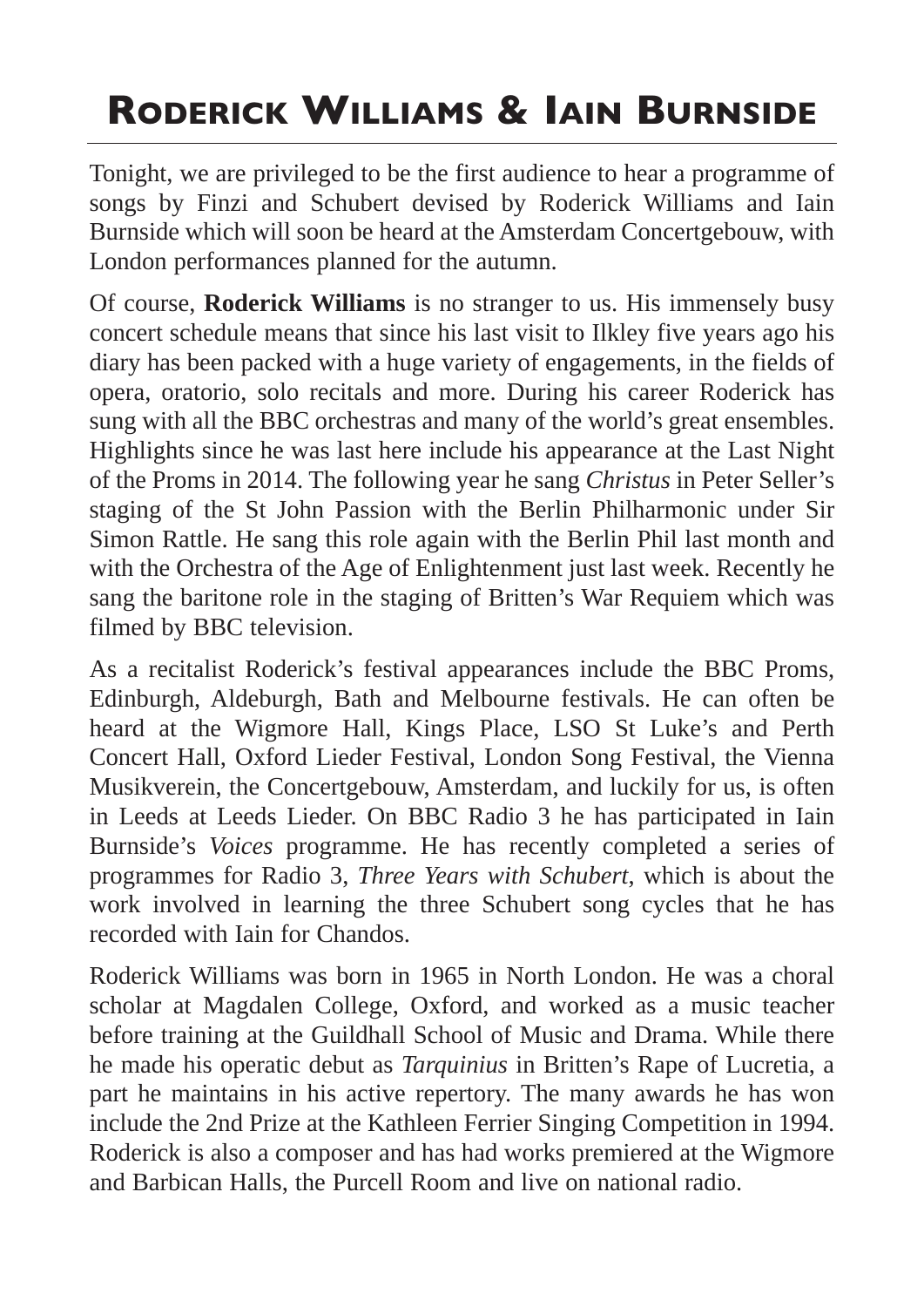# Roderick Williams & Iain Burnside

Tonight, we are privileged to be the first audience to hear a programme of songs by Finzi and Schubert devised by Roderick Williams and Iain Burnside which will soon be heard at the Amsterdam Concertgebouw, with London performances planned for the autumn.

Of course, **Roderick Williams** is no stranger to us. His immensely busy concert schedule means that since his last visit to Ilkley five years ago his diary has been packed with a huge variety of engagements, in the fields of opera, oratorio, solo recitals and more. During his career Roderick has sung with all the BBC orchestras and many of the world's great ensembles. Highlights since he was last here include his appearance at the Last Night of the Proms in 2014. The following year he sang *Christus* in Peter Seller's staging of the St John Passion with the Berlin Philharmonic under Sir Simon Rattle. He sang this role again with the Berlin Phil last month and with the Orchestra of the Age of Enlightenment just last week. Recently he sang the baritone role in the staging of Britten's War Requiem which was filmed by BBC television.

As a recitalist Roderick's festival appearances include the BBC Proms, Edinburgh, Aldeburgh, Bath and Melbourne festivals. He can often be heard at the Wigmore Hall, Kings Place, LSO St Luke's and Perth Concert Hall, Oxford Lieder Festival, London Song Festival, the Vienna Musikverein, the Concertgebouw, Amsterdam, and luckily for us, is often in Leeds at Leeds Lieder. On BBC Radio 3 he has participated in Iain Burnside's *Voices* programme. He has recently completed a series of programmes for Radio 3, *Three Years with Schubert*, which is about the work involved in learning the three Schubert song cycles that he has recorded with Iain for Chandos.

Roderick Williams was born in 1965 in North London. He was a choral scholar at Magdalen College, Oxford, and worked as a music teacher before training at the Guildhall School of Music and Drama. While there he made his operatic debut as *Tarquinius* in Britten's Rape of Lucretia, a part he maintains in his active repertory. The many awards he has won include the 2nd Prize at the Kathleen Ferrier Singing Competition in 1994. Roderick is also a composer and has had works premiered at the Wigmore and Barbican Halls, the Purcell Room and live on national radio.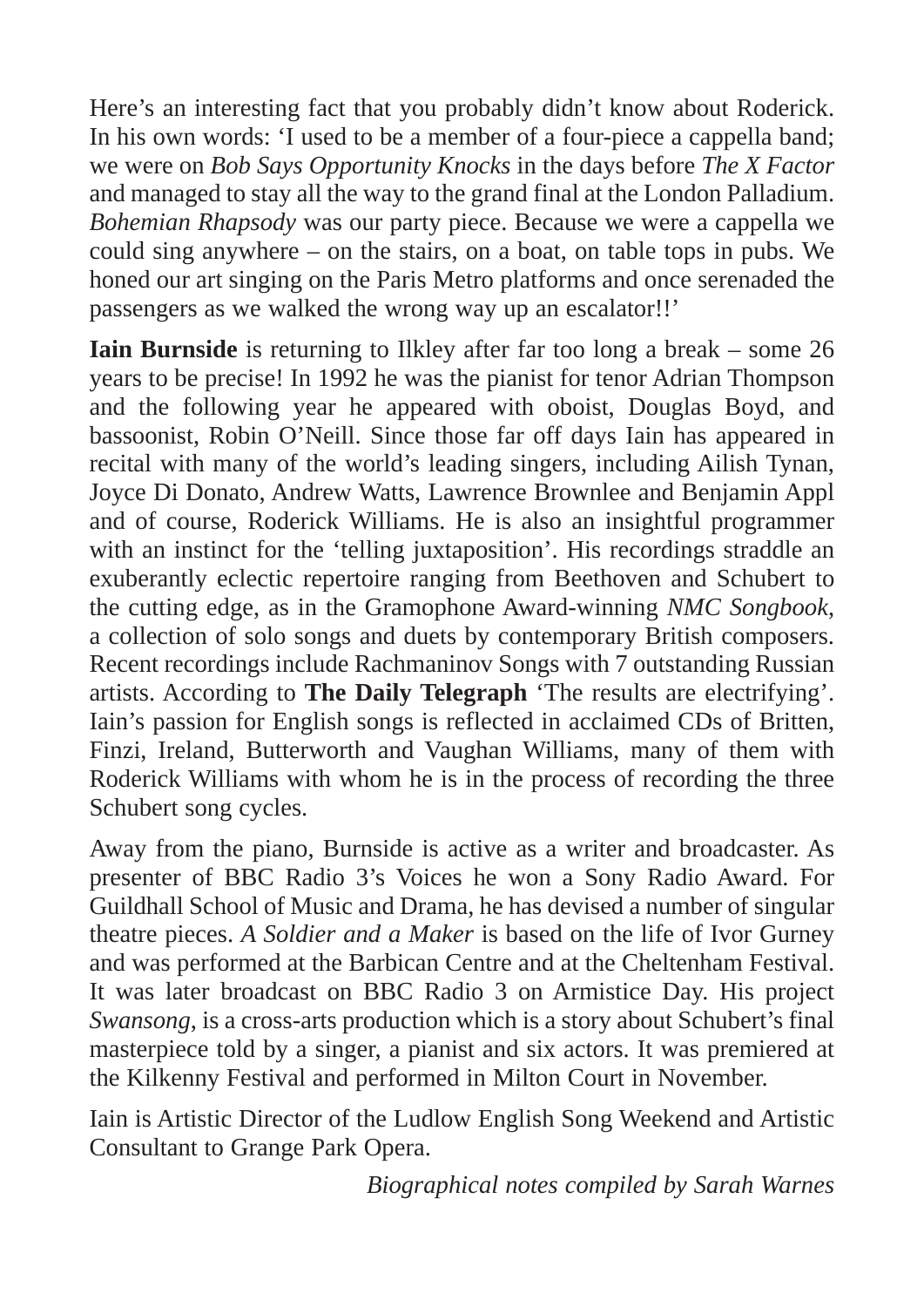Here's an interesting fact that you probably didn't know about Roderick. In his own words: 'I used to be a member of a four-piece a cappella band; we were on *Bob Says Opportunity Knocks* in the days before *The X Factor* and managed to stay all the way to the grand final at the London Palladium. *Bohemian Rhapsody* was our party piece. Because we were a cappella we could sing anywhere – on the stairs, on a boat, on table tops in pubs. We honed our art singing on the Paris Metro platforms and once serenaded the passengers as we walked the wrong way up an escalator!!'

**Iain Burnside** is returning to Ilkley after far too long a break – some 26 years to be precise! In 1992 he was the pianist for tenor Adrian Thompson and the following year he appeared with oboist, Douglas Boyd, and bassoonist, Robin O'Neill. Since those far off days Iain has appeared in recital with many of the world's leading singers, including Ailish Tynan, Joyce Di Donato, Andrew Watts, Lawrence Brownlee and Benjamin Appl and of course, Roderick Williams. He is also an insightful programmer with an instinct for the 'telling juxtaposition'. His recordings straddle an exuberantly eclectic repertoire ranging from Beethoven and Schubert to the cutting edge, as in the Gramophone Award-winning *NMC Songbook*, a collection of solo songs and duets by contemporary British composers. Recent recordings include Rachmaninov Songs with 7 outstanding Russian artists. According to **The Daily Telegraph** 'The results are electrifying'. Iain's passion for English songs is reflected in acclaimed CDs of Britten, Finzi, Ireland, Butterworth and Vaughan Williams, many of them with Roderick Williams with whom he is in the process of recording the three Schubert song cycles.

Away from the piano, Burnside is active as a writer and broadcaster. As presenter of BBC Radio 3's Voices he won a Sony Radio Award. For Guildhall School of Music and Drama, he has devised a number of singular theatre pieces. *A Soldier and a Maker* is based on the life of Ivor Gurney and was performed at the Barbican Centre and at the Cheltenham Festival. It was later broadcast on BBC Radio 3 on Armistice Day. His project *Swansong*, is a cross-arts production which is a story about Schubert's final masterpiece told by a singer, a pianist and six actors. It was premiered at the Kilkenny Festival and performed in Milton Court in November.

Iain is Artistic Director of the Ludlow English Song Weekend and Artistic Consultant to Grange Park Opera.

*Biographical notes compiled by Sarah Warnes*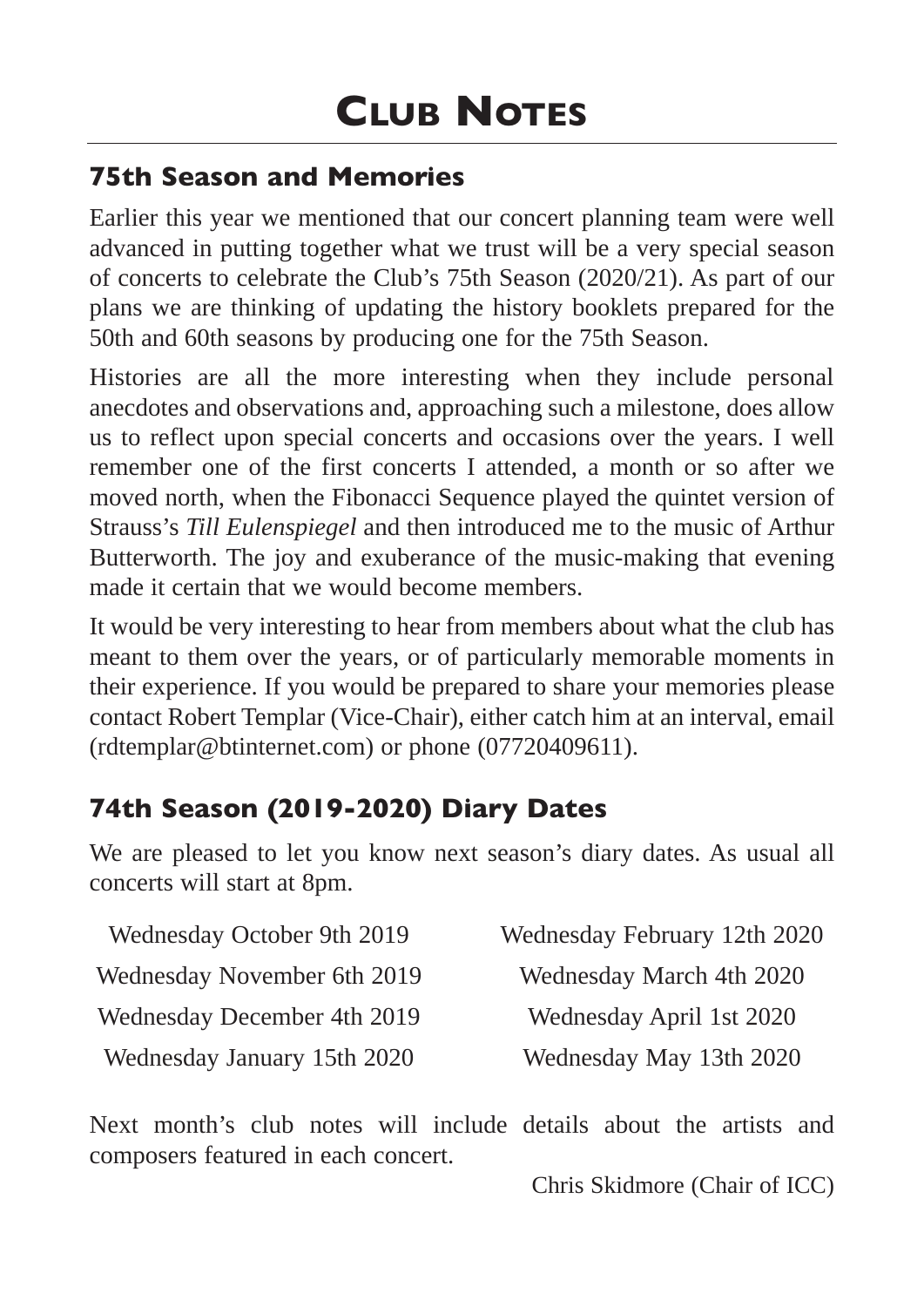# Club Notes

## 75th Season and Memories

Earlier this year we mentioned that our concert planning team were well advanced in putting together what we trust will be a very special season of concerts to celebrate the Club's 75th Season (2020/21). As part of our plans we are thinking of updating the history booklets prepared for the 50th and 60th seasons by producing one for the 75th Season.

Histories are all the more interesting when they include personal anecdotes and observations and, approaching such a milestone, does allow us to reflect upon special concerts and occasions over the years. I well remember one of the first concerts I attended, a month or so after we moved north, when the Fibonacci Sequence played the quintet version of Strauss's *Till Eulenspiegel* and then introduced me to the music of Arthur Butterworth. The joy and exuberance of the music-making that evening made it certain that we would become members.

It would be very interesting to hear from members about what the club has meant to them over the years, or of particularly memorable moments in their experience. If you would be prepared to share your memories please contact Robert Templar (Vice-Chair), either catch him at an interval, email (rdtemplar@btinternet.com) or phone (07720409611).

## 74th Season (2019-2020) Diary Dates

We are pleased to let you know next season's diary dates. As usual all concerts will start at 8pm.

| | |
|---|---|
| Wednesday October 9th 2019 | Wednesday February 12th 2020 |
| Wednesday November 6th 2019 | Wednesday March 4th 2020 |
| Wednesday December 4th 2019 | Wednesday April 1st 2020 |
| Wednesday January 15th 2020 | Wednesday May 13th 2020 |

Next month's club notes will include details about the artists and composers featured in each concert.

Chris Skidmore (Chair of ICC)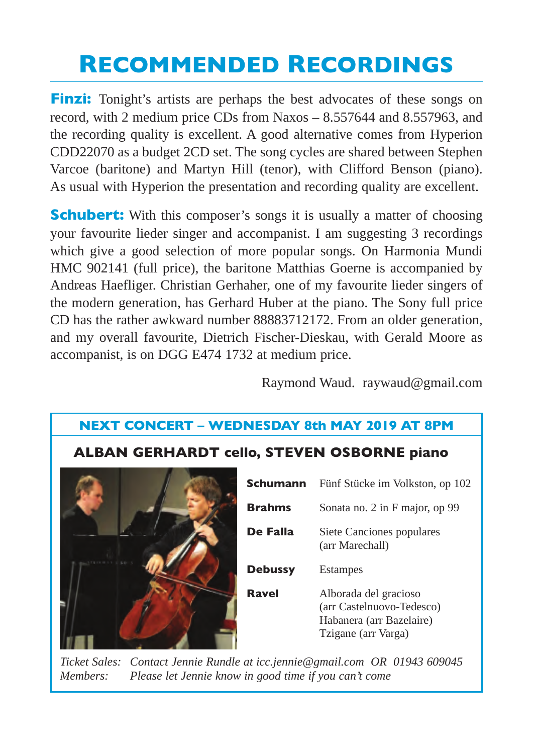# Recommended Recordings

**Finzi:** Tonight's artists are perhaps the best advocates of these songs on record, with 2 medium price CDs from Naxos – 8.557644 and 8.557963, and the recording quality is excellent. A good alternative comes from Hyperion CDD22070 as a budget 2CD set. The song cycles are shared between Stephen Varcoe (baritone) and Martyn Hill (tenor), with Clifford Benson (piano). As usual with Hyperion the presentation and recording quality are excellent.

**Schubert:** With this composer's songs it is usually a matter of choosing your favourite lieder singer and accompanist. I am suggesting 3 recordings which give a good selection of more popular songs. On Harmonia Mundi HMC 902141 (full price), the baritone Matthias Goerne is accompanied by Andreas Haefliger. Christian Gerhaher, one of my favourite lieder singers of the modern generation, has Gerhard Huber at the piano. The Sony full price CD has the rather awkward number 88883712172. From an older generation, and my overall favourite, Dietrich Fischer-Dieskau, with Gerald Moore as accompanist, is on DGG E474 1732 at medium price.

Raymond Waud. raywaud@gmail.com

## NEXT CONCERT – WEDNESDAY 8th MAY 2019 AT 8PM

### ALBAN GERHARDT cello, STEVEN OSBORNE piano

| | |
|---|---|
| **Schumann** | Fünf Stücke im Volkston, op 102 |
| **Brahms** | Sonata no. 2 in F major, op 99 |
| **De Falla** | Siete Canciones populares (arr Marechall) |
| **Debussy** | Estampes |
| **Ravel** | Alborada del gracioso (arr Castelnuovo-Tedesco)<br>Habanera (arr Bazelaire)<br>Tzigane (arr Varga) |

*Ticket Sales: Contact Jennie Rundle at icc.jennie@gmail.com OR 01943 609045*
*Members: Please let Jennie know in good time if you can't come*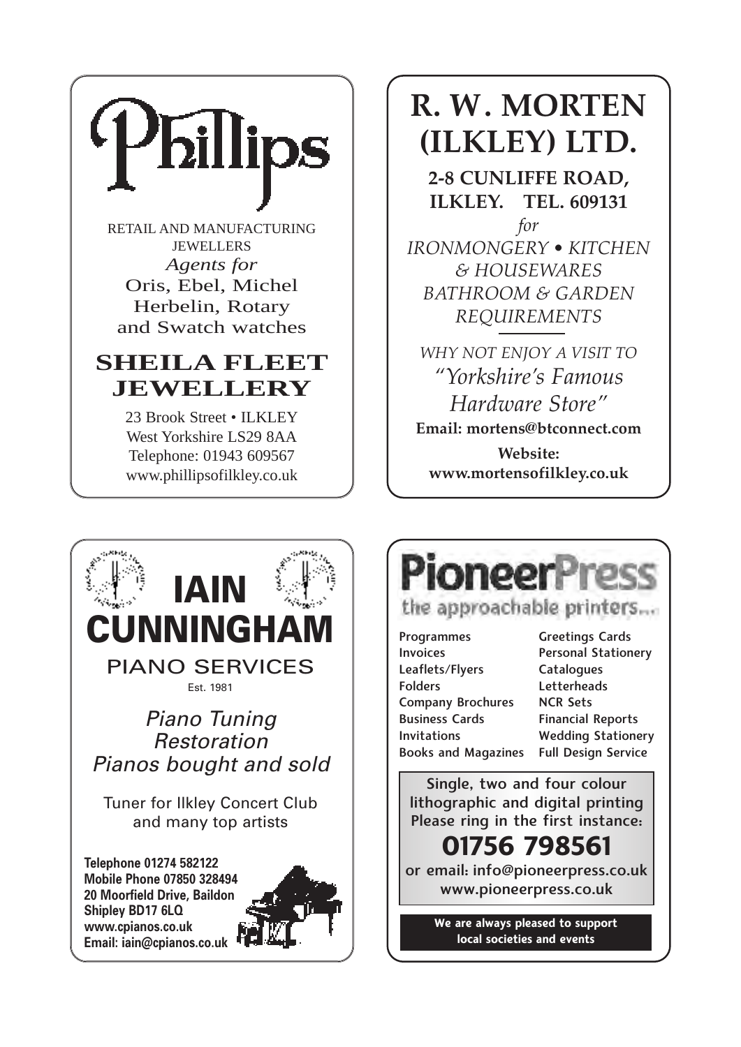# Phillips

RETAIL AND MANUFACTURING JEWELLERS

*Agents for*

Oris, Ebel, Michel Herbelin, Rotary and Swatch watches

## SHEILA FLEET JEWELLERY

23 Brook Street • ILKLEY
West Yorkshire LS29 8AA
Telephone: 01943 609567
www.phillipsofilkley.co.uk

# R. W. MORTEN (ILKLEY) LTD.

**2-8 CUNLIFFE ROAD, ILKLEY. TEL. 609131**

*for*

*IRONMONGERY • KITCHEN & HOUSEWARES BATHROOM & GARDEN REQUIREMENTS*

*WHY NOT ENJOY A VISIT TO*

*"Yorkshire's Famous Hardware Store"*

**Email: mortens@btconnect.com**

**Website: www.mortensofilkley.co.uk**

# IAIN CUNNINGHAM

PIANO SERVICES

Est. 1981

*Piano Tuning*
*Restoration*
*Pianos bought and sold*

Tuner for Ilkley Concert Club and many top artists

**Telephone 01274 582122**
**Mobile Phone 07850 328494**
**20 Moorfield Drive, Baildon**
**Shipley BD17 6LQ**
**www.cpianos.co.uk**
**Email: iain@cpianos.co.uk**

# PioneerPress

the approachable printers...

- Programmes
- Invoices
- Leaflets/Flyers
- Folders
- Company Brochures
- Business Cards
- Invitations
- Books and Magazines
- Greetings Cards
- Personal Stationery
- Catalogues
- Letterheads
- NCR Sets
- Financial Reports
- Wedding Stationery
- Full Design Service

Single, two and four colour lithographic and digital printing
Please ring in the first instance:

**01756 798561**

or email: info@pioneerpress.co.uk
www.pioneerpress.co.uk

**We are always pleased to support local societies and events**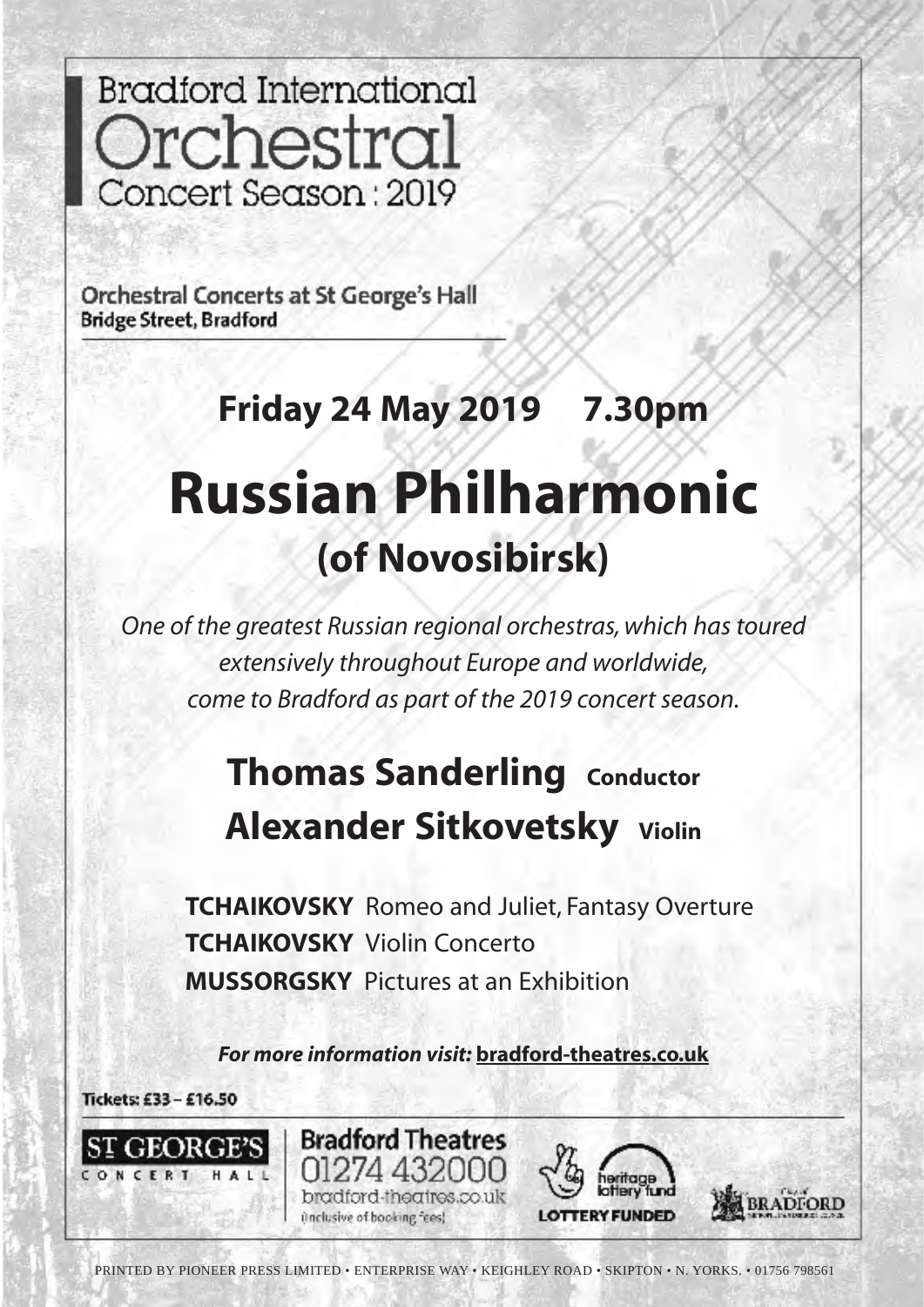# Bradford International Orchestral Concert Season : 2019

**Orchestral Concerts at St George's Hall**
**Bridge Street, Bradford**

## Friday 24 May 2019 7.30pm

# Russian Philharmonic

## (of Novosibirsk)

*One of the greatest Russian regional orchestras, which has toured extensively throughout Europe and worldwide, come to Bradford as part of the 2019 concert season.*

**Thomas Sanderling** Conductor
**Alexander Sitkovetsky** Violin

**TCHAIKOVSKY** Romeo and Juliet, Fantasy Overture
**TCHAIKOVSKY** Violin Concerto
**MUSSORGSKY** Pictures at an Exhibition

***For more information visit:*** **bradford-theatres.co.uk**

**Tickets: £33 – £16.50**

ST GEORGE'S CONCERT HALL

**Bradford Theatres**
01274 432000
bradford-theatres.co.uk
(inclusive of booking fees)

heritage lottery fund
LOTTERY FUNDED

BRADFORD

PRINTED BY PIONEER PRESS LIMITED • ENTERPRISE WAY • KEIGHLEY ROAD • SKIPTON • N. YORKS. • 01756 798561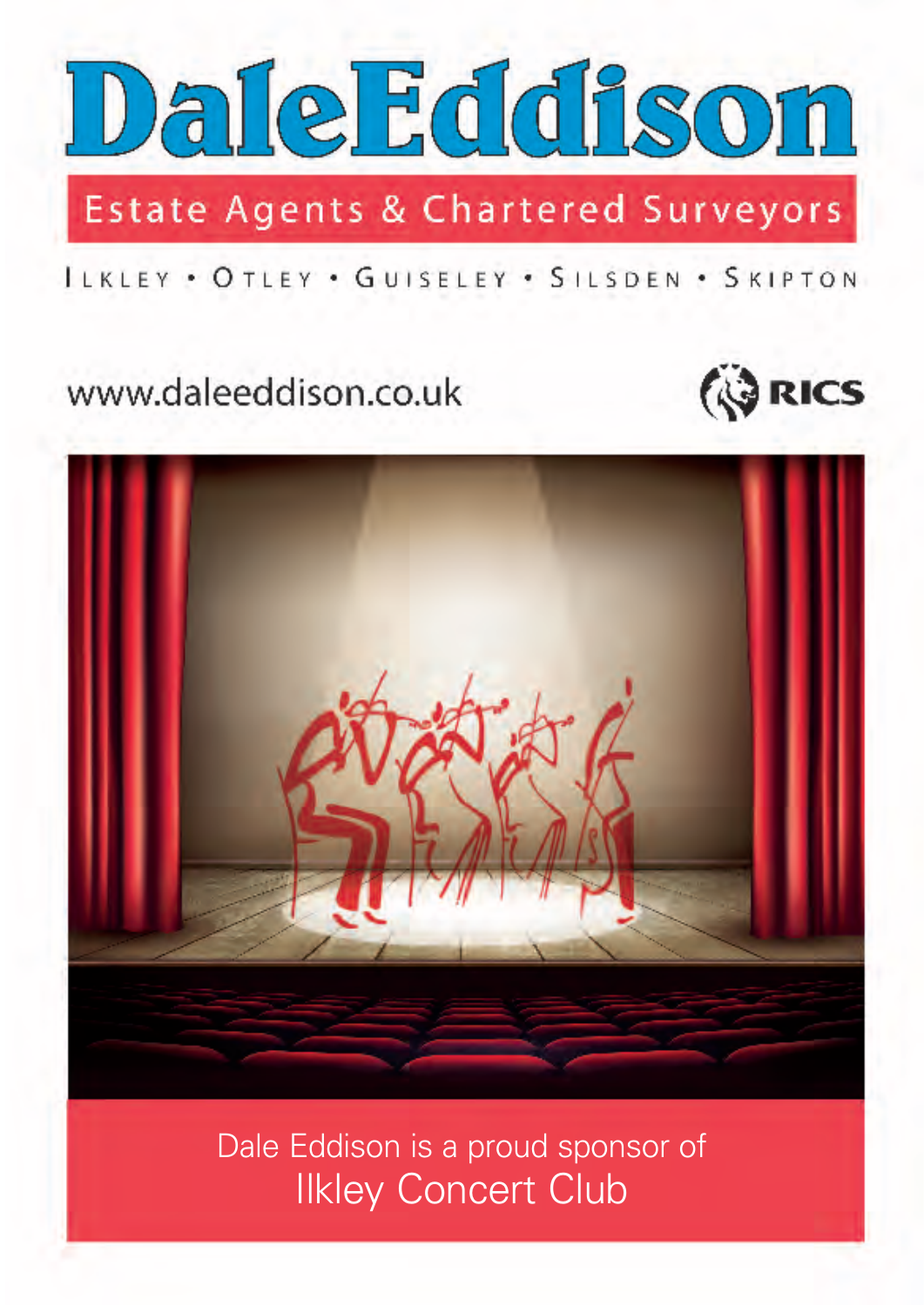# DaleEddison

**Estate Agents & Chartered Surveyors**

ILKLEY • OTLEY • GUISELEY • SILSDEN • SKIPTON

www.daleeddison.co.uk

RICS

Dale Eddison is a proud sponsor of
Ilkley Concert Club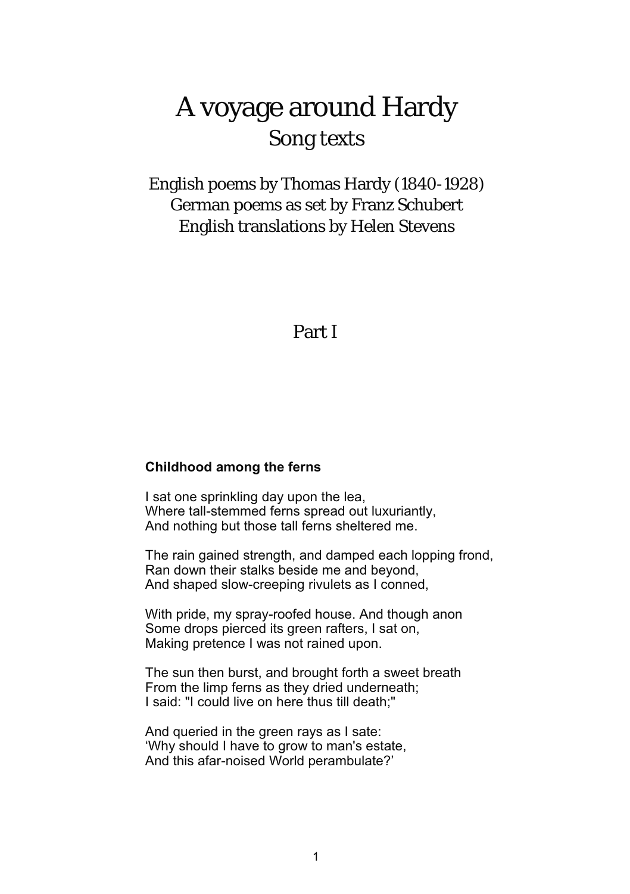# A voyage around Hardy

## Song texts

English poems by Thomas Hardy (1840-1928)
German poems as set by Franz Schubert
English translations by Helen Stevens

## Part I

### Childhood among the ferns

I sat one sprinkling day upon the lea,
Where tall-stemmed ferns spread out luxuriantly,
And nothing but those tall ferns sheltered me.

The rain gained strength, and damped each lopping frond,
Ran down their stalks beside me and beyond,
And shaped slow-creeping rivulets as I conned,

With pride, my spray-roofed house. And though anon
Some drops pierced its green rafters, I sat on,
Making pretence I was not rained upon.

The sun then burst, and brought forth a sweet breath
From the limp ferns as they dried underneath;
I said: "I could live on here thus till death;"

And queried in the green rays as I sate:
'Why should I have to grow to man's estate,
And this afar-noised World perambulate?'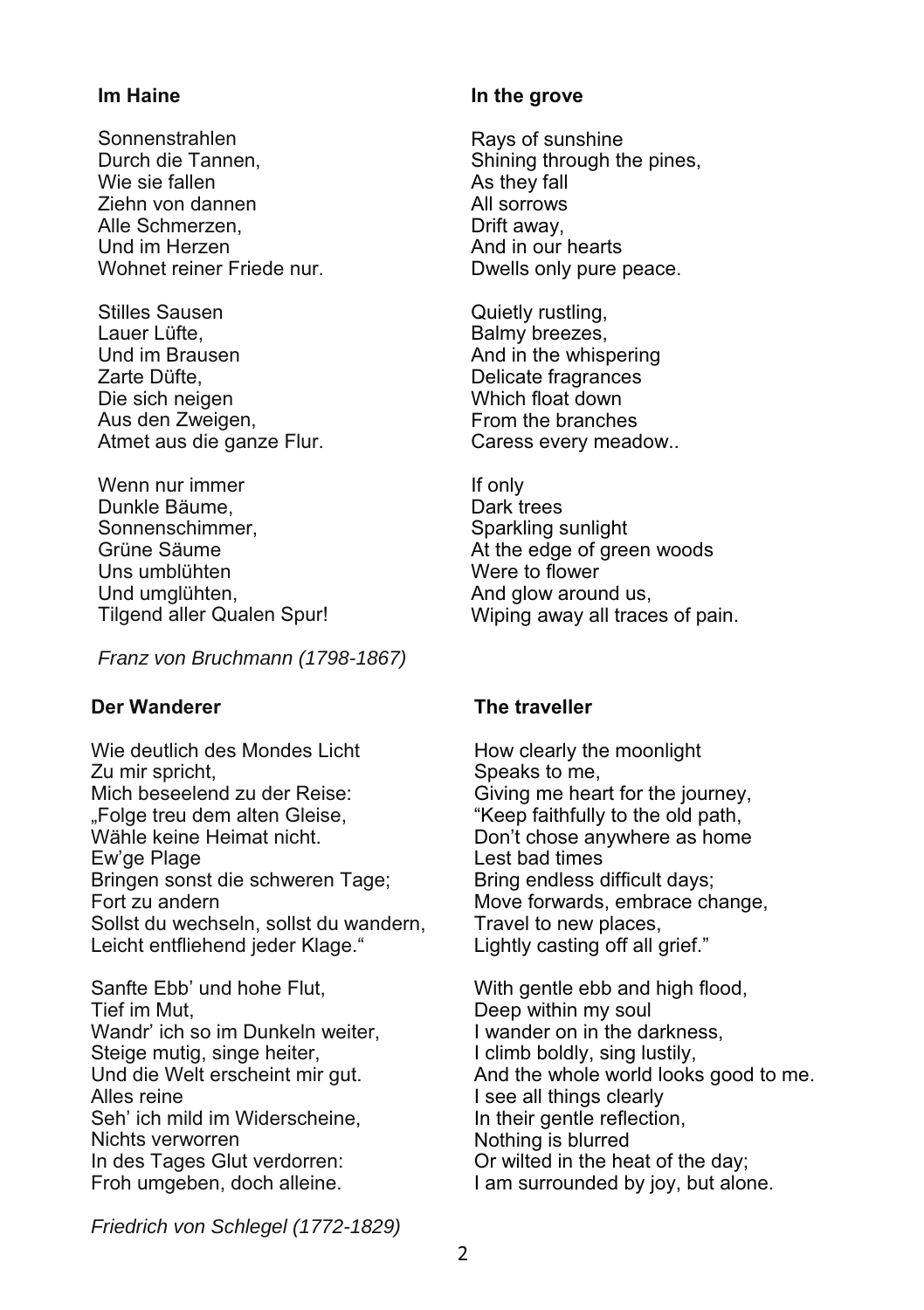**Im Haine**

Sonnenstrahlen
Durch die Tannen,
Wie sie fallen
Ziehn von dannen
Alle Schmerzen,
Und im Herzen
Wohnet reiner Friede nur.

Stilles Sausen
Lauer Lüfte,
Und im Brausen
Zarte Düfte,
Die sich neigen
Aus den Zweigen,
Atmet aus die ganze Flur.

Wenn nur immer
Dunkle Bäume,
Sonnenschimmer,
Grüne Säume
Uns umblühten
Und umglühten,
Tilgend aller Qualen Spur!

*Franz von Bruchmann (1798-1867)*

**In the grove**

Rays of sunshine
Shining through the pines,
As they fall
All sorrows
Drift away,
And in our hearts
Dwells only pure peace.

Quietly rustling,
Balmy breezes,
And in the whispering
Delicate fragrances
Which float down
From the branches
Caress every meadow..

If only
Dark trees
Sparkling sunlight
At the edge of green woods
Were to flower
And glow around us,
Wiping away all traces of pain.

**Der Wanderer**

Wie deutlich des Mondes Licht
Zu mir spricht,
Mich beseelend zu der Reise:
„Folge treu dem alten Gleise,
Wähle keine Heimat nicht.
Ew'ge Plage
Bringen sonst die schweren Tage;
Fort zu andern
Sollst du wechseln, sollst du wandern,
Leicht entfliehend jeder Klage."

Sanfte Ebb' und hohe Flut,
Tief im Mut,
Wandr' ich so im Dunkeln weiter,
Steige mutig, singe heiter,
Und die Welt erscheint mir gut.
Alles reine
Seh' ich mild im Widerscheine,
Nichts verworren
In des Tages Glut verdorren:
Froh umgeben, doch alleine.

*Friedrich von Schlegel (1772-1829)*

**The traveller**

How clearly the moonlight
Speaks to me,
Giving me heart for the journey,
"Keep faithfully to the old path,
Don't chose anywhere as home
Lest bad times
Bring endless difficult days;
Move forwards, embrace change,
Travel to new places,
Lightly casting off all grief."

With gentle ebb and high flood,
Deep within my soul
I wander on in the darkness,
I climb boldly, sing lustily,
And the whole world looks good to me.
I see all things clearly
In their gentle reflection,
Nothing is blurred
Or wilted in the heat of the day;
I am surrounded by joy, but alone.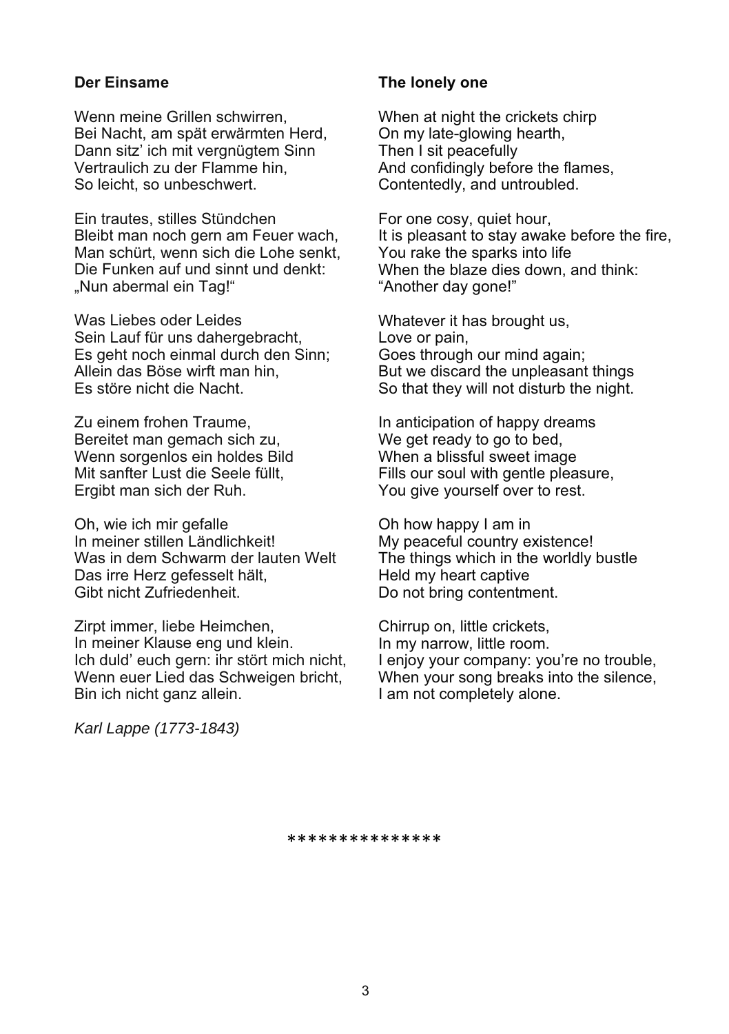**Der Einsame**

Wenn meine Grillen schwirren,
Bei Nacht, am spät erwärmten Herd,
Dann sitz' ich mit vergnügtem Sinn
Vertraulich zu der Flamme hin,
So leicht, so unbeschwert.

Ein trautes, stilles Stündchen
Bleibt man noch gern am Feuer wach,
Man schürt, wenn sich die Lohe senkt,
Die Funken auf und sinnt und denkt:
„Nun abermal ein Tag!"

Was Liebes oder Leides
Sein Lauf für uns dahergebracht,
Es geht noch einmal durch den Sinn;
Allein das Böse wirft man hin,
Es störe nicht die Nacht.

Zu einem frohen Traume,
Bereitet man gemach sich zu,
Wenn sorgenlos ein holdes Bild
Mit sanfter Lust die Seele füllt,
Ergibt man sich der Ruh.

Oh, wie ich mir gefalle
In meiner stillen Ländlichkeit!
Was in dem Schwarm der lauten Welt
Das irre Herz gefesselt hält,
Gibt nicht Zufriedenheit.

Zirpt immer, liebe Heimchen,
In meiner Klause eng und klein.
Ich duld' euch gern: ihr stört mich nicht,
Wenn euer Lied das Schweigen bricht,
Bin ich nicht ganz allein.

*Karl Lappe (1773-1843)*

**The lonely one**

When at night the crickets chirp
On my late-glowing hearth,
Then I sit peacefully
And confidingly before the flames,
Contentedly, and untroubled.

For one cosy, quiet hour,
It is pleasant to stay awake before the fire,
You rake the sparks into life
When the blaze dies down, and think:
"Another day gone!"

Whatever it has brought us,
Love or pain,
Goes through our mind again;
But we discard the unpleasant things
So that they will not disturb the night.

In anticipation of happy dreams
We get ready to go to bed,
When a blissful sweet image
Fills our soul with gentle pleasure,
You give yourself over to rest.

Oh how happy I am in
My peaceful country existence!
The things which in the worldly bustle
Held my heart captive
Do not bring contentment.

Chirrup on, little crickets,
In my narrow, little room.
I enjoy your company: you're no trouble,
When your song breaks into the silence,
I am not completely alone.

***************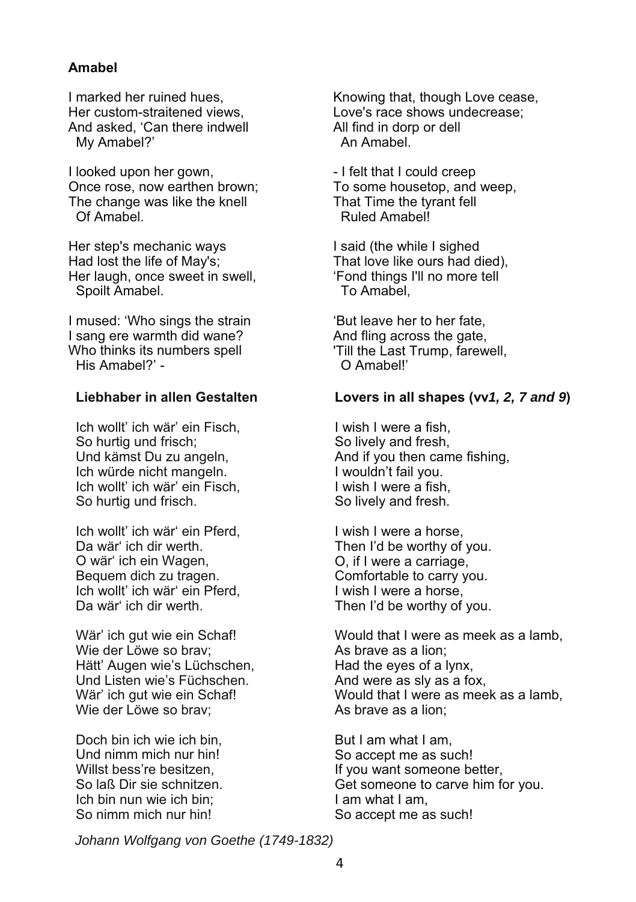**Amabel**

I marked her ruined hues,
Her custom-straitened views,
And asked, 'Can there indwell
  My Amabel?'

I looked upon her gown,
Once rose, now earthen brown;
The change was like the knell
  Of Amabel.

Her step's mechanic ways
Had lost the life of May's;
Her laugh, once sweet in swell,
  Spoilt Amabel.

I mused: 'Who sings the strain
I sang ere warmth did wane?
Who thinks its numbers spell
  His Amabel?' -

Knowing that, though Love cease,
Love's race shows undecrease;
All find in dorp or dell
  An Amabel.

- I felt that I could creep
To some housetop, and weep,
That Time the tyrant fell
  Ruled Amabel!

I said (the while I sighed
That love like ours had died),
'Fond things I'll no more tell
  To Amabel,

'But leave her to her fate,
And fling across the gate,
'Till the Last Trump, farewell,
  O Amabel!'

**Liebhaber in allen Gestalten**

Ich wollt' ich wär' ein Fisch,
So hurtig und frisch;
Und kämst Du zu angeln,
Ich würde nicht mangeln.
Ich wollt' ich wär' ein Fisch,
So hurtig und frisch.

Ich wollt' ich wär' ein Pferd,
Da wär' ich dir werth.
O wär' ich ein Wagen,
Bequem dich zu tragen.
Ich wollt' ich wär' ein Pferd,
Da wär' ich dir werth.

Wär' ich gut wie ein Schaf!
Wie der Löwe so brav;
Hätt' Augen wie's Lüchschen,
Und Listen wie's Füchschen.
Wär' ich gut wie ein Schaf!
Wie der Löwe so brav;

Doch bin ich wie ich bin,
Und nimm mich nur hin!
Willst bess're besitzen,
So laß Dir sie schnitzen.
Ich bin nun wie ich bin;
So nimm mich nur hin!

*Johann Wolfgang von Goethe (1749-1832)*

**Lovers in all shapes (vv*1, 2, 7 and 9*)**

I wish I were a fish,
So lively and fresh,
And if you then came fishing,
I wouldn't fail you.
I wish I were a fish,
So lively and fresh.

I wish I were a horse,
Then I'd be worthy of you.
O, if I were a carriage,
Comfortable to carry you.
I wish I were a horse,
Then I'd be worthy of you.

Would that I were as meek as a lamb,
As brave as a lion;
Had the eyes of a lynx,
And were as sly as a fox,
Would that I were as meek as a lamb,
As brave as a lion;

But I am what I am,
So accept me as such!
If you want someone better,
Get someone to carve him for you.
I am what I am,
So accept me as such!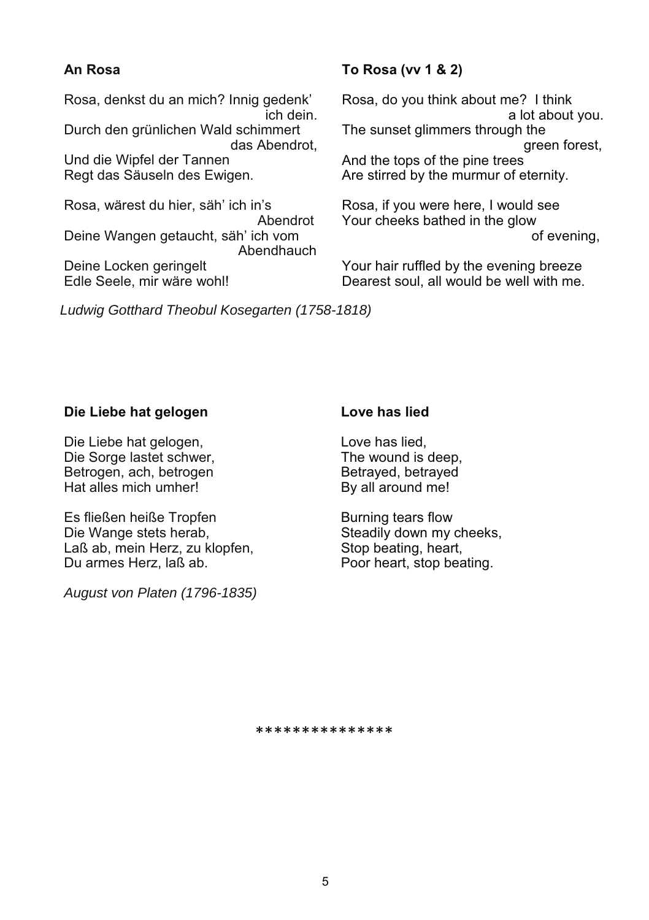**An Rosa**

Rosa, denkst du an mich? Innig gedenk' ich dein.
Durch den grünlichen Wald schimmert das Abendrot,
Und die Wipfel der Tannen
Regt das Säuseln des Ewigen.

Rosa, wärest du hier, säh' ich in's Abendrot
Deine Wangen getaucht, säh' ich vom Abendhauch
Deine Locken geringelt
Edle Seele, mir wäre wohl!

*Ludwig Gotthard Theobul Kosegarten (1758-1818)*

**To Rosa (vv 1 & 2)**

Rosa, do you think about me? I think a lot about you.
The sunset glimmers through the green forest,
And the tops of the pine trees
Are stirred by the murmur of eternity.

Rosa, if you were here, I would see
Your cheeks bathed in the glow of evening,

Your hair ruffled by the evening breeze
Dearest soul, all would be well with me.

**Die Liebe hat gelogen**

Die Liebe hat gelogen,
Die Sorge lastet schwer,
Betrogen, ach, betrogen
Hat alles mich umher!

Es fließen heiße Tropfen
Die Wange stets herab,
Laß ab, mein Herz, zu klopfen,
Du armes Herz, laß ab.

*August von Platen (1796-1835)*

**Love has lied**

Love has lied,
The wound is deep,
Betrayed, betrayed
By all around me!

Burning tears flow
Steadily down my cheeks,
Stop beating, heart,
Poor heart, stop beating.

***************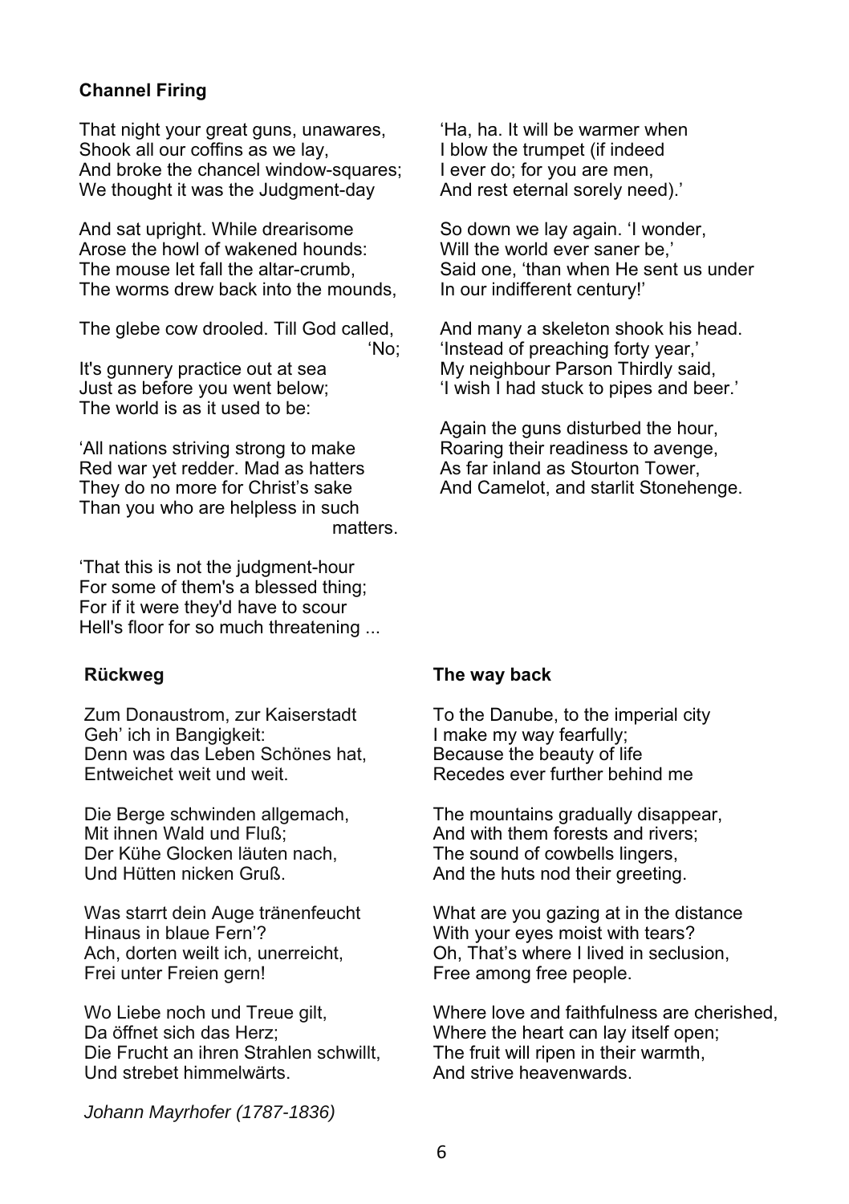**Channel Firing**

That night your great guns, unawares,
Shook all our coffins as we lay,
And broke the chancel window-squares;
We thought it was the Judgment-day

And sat upright. While drearisome
Arose the howl of wakened hounds:
The mouse let fall the altar-crumb,
The worms drew back into the mounds,

The glebe cow drooled. Till God called, 'No;
It's gunnery practice out at sea
Just as before you went below;
The world is as it used to be:

'All nations striving strong to make
Red war yet redder. Mad as hatters
They do no more for Christ's sake
Than you who are helpless in such matters.

'That this is not the judgment-hour
For some of them's a blessed thing;
For if it were they'd have to scour
Hell's floor for so much threatening ...

'Ha, ha. It will be warmer when
I blow the trumpet (if indeed
I ever do; for you are men,
And rest eternal sorely need).'

So down we lay again. 'I wonder,
Will the world ever saner be,'
Said one, 'than when He sent us under
In our indifferent century!'

And many a skeleton shook his head.
'Instead of preaching forty year,'
My neighbour Parson Thirdly said,
'I wish I had stuck to pipes and beer.'

Again the guns disturbed the hour,
Roaring their readiness to avenge,
As far inland as Stourton Tower,
And Camelot, and starlit Stonehenge.

**Rückweg**

Zum Donaustrom, zur Kaiserstadt
Geh' ich in Bangigkeit:
Denn was das Leben Schönes hat,
Entweichet weit und weit.

Die Berge schwinden allgemach,
Mit ihnen Wald und Fluß;
Der Kühe Glocken läuten nach,
Und Hütten nicken Gruß.

Was starrt dein Auge tränenfeucht
Hinaus in blaue Fern'?
Ach, dorten weilt ich, unerreicht,
Frei unter Freien gern!

Wo Liebe noch und Treue gilt,
Da öffnet sich das Herz;
Die Frucht an ihren Strahlen schwillt,
Und strebet himmelwärts.

*Johann Mayrhofer (1787-1836)*

**The way back**

To the Danube, to the imperial city
I make my way fearfully;
Because the beauty of life
Recedes ever further behind me

The mountains gradually disappear,
And with them forests and rivers;
The sound of cowbells lingers,
And the huts nod their greeting.

What are you gazing at in the distance
With your eyes moist with tears?
Oh, That's where I lived in seclusion,
Free among free people.

Where love and faithfulness are cherished,
Where the heart can lay itself open;
The fruit will ripen in their warmth,
And strive heavenwards.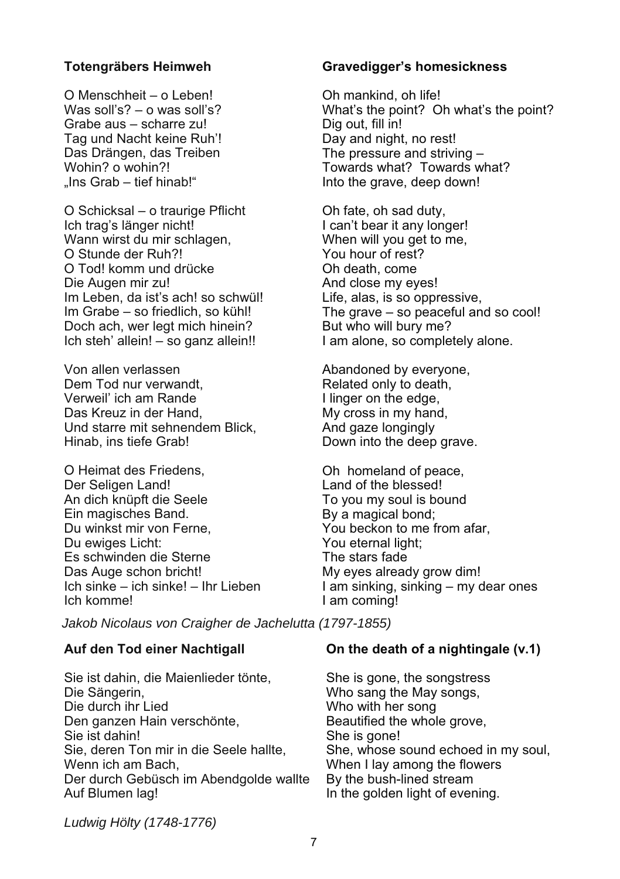**Totengräbers Heimweh**

O Menschheit – o Leben!
Was soll's? – o was soll's?
Grabe aus – scharre zu!
Tag und Nacht keine Ruh'!
Das Drängen, das Treiben
Wohin? o wohin?!
„Ins Grab – tief hinab!"

O Schicksal – o traurige Pflicht
Ich trag's länger nicht!
Wann wirst du mir schlagen,
O Stunde der Ruh?!
O Tod! komm und drücke
Die Augen mir zu!
Im Leben, da ist's ach! so schwül!
Im Grabe – so friedlich, so kühl!
Doch ach, wer legt mich hinein?
Ich steh' allein! – so ganz allein!!

Von allen verlassen
Dem Tod nur verwandt,
Verweil' ich am Rande
Das Kreuz in der Hand,
Und starre mit sehnendem Blick,
Hinab, ins tiefe Grab!

O Heimat des Friedens,
Der Seligen Land!
An dich knüpft die Seele
Ein magisches Band.
Du winkst mir von Ferne,
Du ewiges Licht:
Es schwinden die Sterne
Das Auge schon bricht!
Ich sinke – ich sinke! – Ihr Lieben
Ich komme!

**Gravedigger's homesickness**

Oh mankind, oh life!
What's the point? Oh what's the point?
Dig out, fill in!
Day and night, no rest!
The pressure and striving –
Towards what? Towards what?
Into the grave, deep down!

Oh fate, oh sad duty,
I can't bear it any longer!
When will you get to me,
You hour of rest?
Oh death, come
And close my eyes!
Life, alas, is so oppressive,
The grave – so peaceful and so cool!
But who will bury me?
I am alone, so completely alone.

Abandoned by everyone,
Related only to death,
I linger on the edge,
My cross in my hand,
And gaze longingly
Down into the deep grave.

Oh homeland of peace,
Land of the blessed!
To you my soul is bound
By a magical bond;
You beckon to me from afar,
You eternal light;
The stars fade
My eyes already grow dim!
I am sinking, sinking – my dear ones
I am coming!

*Jakob Nicolaus von Craigher de Jachelutta (1797-1855)*

**Auf den Tod einer Nachtigall**

Sie ist dahin, die Maienlieder tönte,
Die Sängerin,
Die durch ihr Lied
Den ganzen Hain verschönte,
Sie ist dahin!
Sie, deren Ton mir in die Seele hallte,
Wenn ich am Bach,
Der durch Gebüsch im Abendgolde wallte
Auf Blumen lag!

**On the death of a nightingale (v.1)**

She is gone, the songstress
Who sang the May songs,
Who with her song
Beautified the whole grove,
She is gone!
She, whose sound echoed in my soul,
When I lay among the flowers
By the bush-lined stream
In the golden light of evening.

*Ludwig Hölty (1748-1776)*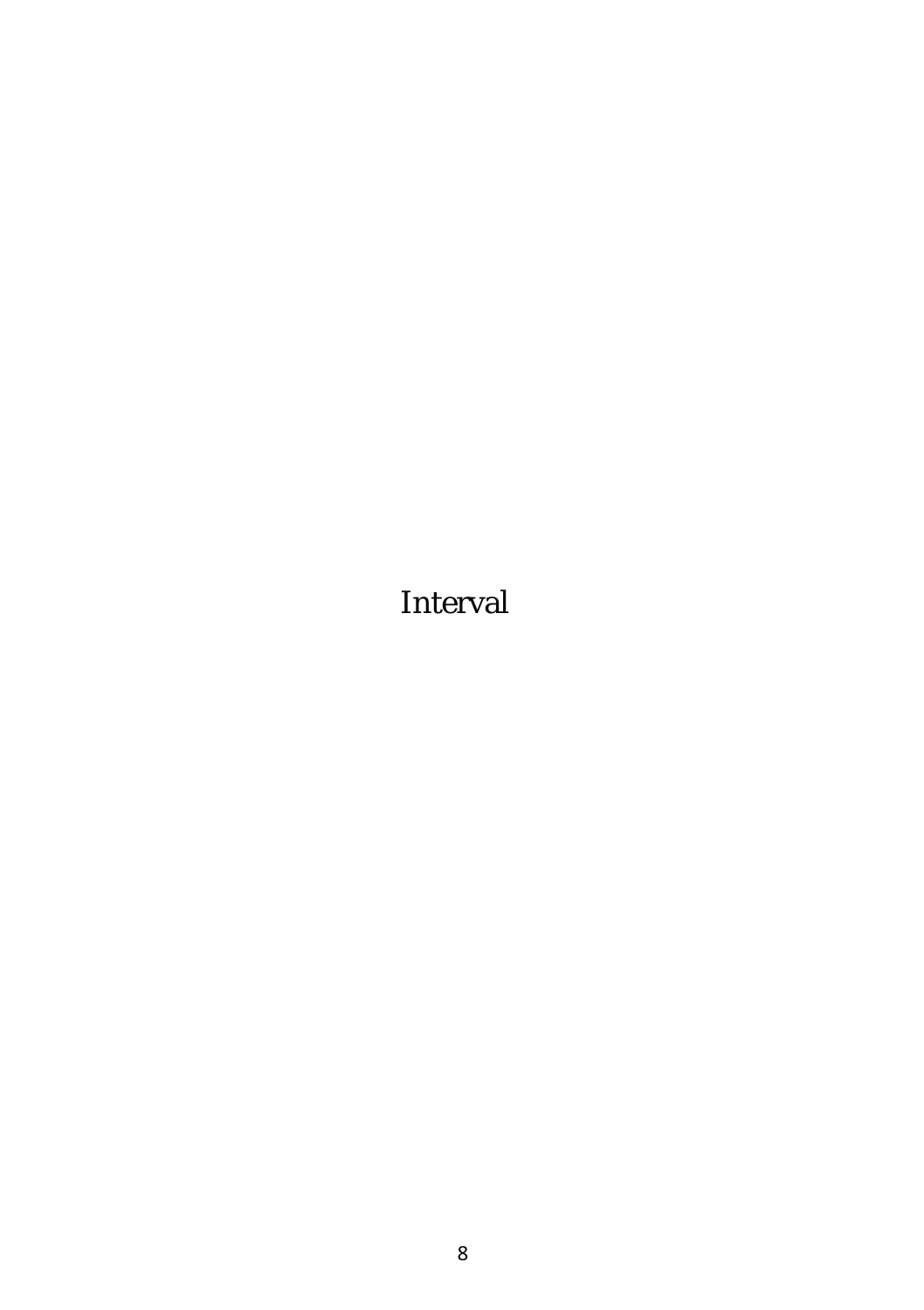*Interval*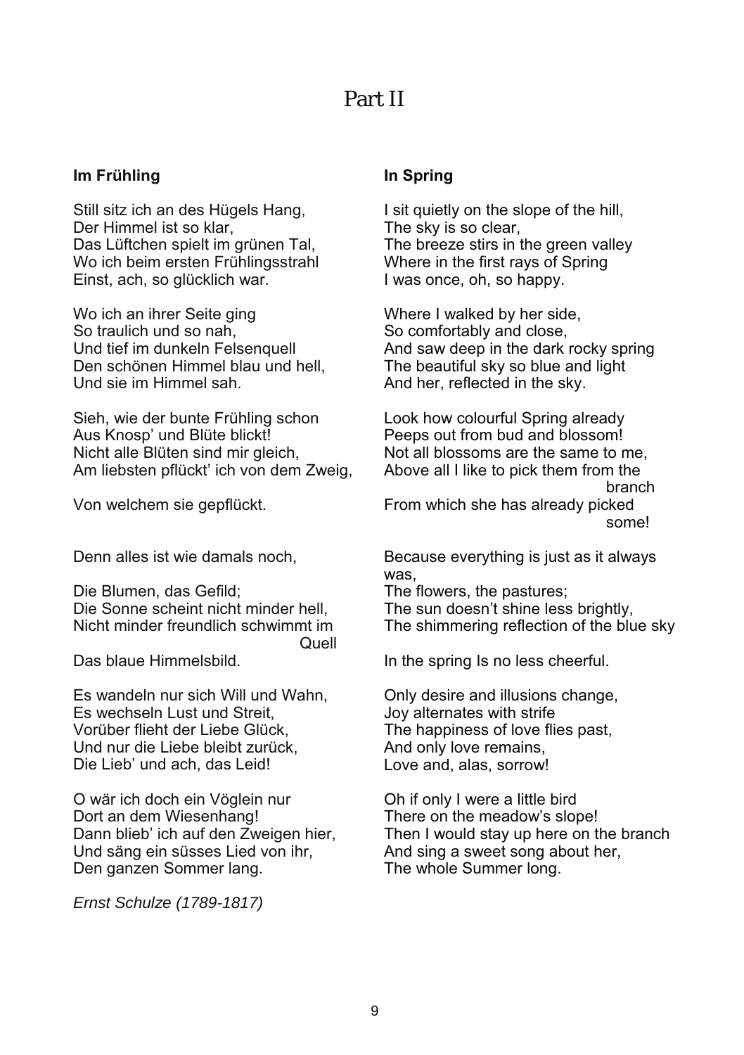# Part II

**Im Frühling**

Still sitz ich an des Hügels Hang,
Der Himmel ist so klar,
Das Lüftchen spielt im grünen Tal,
Wo ich beim ersten Frühlingsstrahl
Einst, ach, so glücklich war.

Wo ich an ihrer Seite ging
So traulich und so nah,
Und tief im dunkeln Felsenquell
Den schönen Himmel blau und hell,
Und sie im Himmel sah.

Sieh, wie der bunte Frühling schon
Aus Knosp' und Blüte blickt!
Nicht alle Blüten sind mir gleich,
Am liebsten pflückt' ich von dem Zweig,
Von welchem sie gepflückt.

Denn alles ist wie damals noch,
Die Blumen, das Gefild;
Die Sonne scheint nicht minder hell,
Nicht minder freundlich schwimmt im Quell
Das blaue Himmelsbild.

Es wandeln nur sich Will und Wahn,
Es wechseln Lust und Streit,
Vorüber flieht der Liebe Glück,
Und nur die Liebe bleibt zurück,
Die Lieb' und ach, das Leid!

O wär ich doch ein Vöglein nur
Dort an dem Wiesenhang!
Dann blieb' ich auf den Zweigen hier,
Und säng ein süsses Lied von ihr,
Den ganzen Sommer lang.

*Ernst Schulze (1789-1817)*

**In Spring**

I sit quietly on the slope of the hill,
The sky is so clear,
The breeze stirs in the green valley
Where in the first rays of Spring
I was once, oh, so happy.

Where I walked by her side,
So comfortably and close,
And saw deep in the dark rocky spring
The beautiful sky so blue and light
And her, reflected in the sky.

Look how colourful Spring already
Peeps out from bud and blossom!
Not all blossoms are the same to me,
Above all I like to pick them from the branch
From which she has already picked some!

Because everything is just as it always was,
The flowers, the pastures;
The sun doesn't shine less brightly,
The shimmering reflection of the blue sky
In the spring Is no less cheerful.

Only desire and illusions change,
Joy alternates with strife
The happiness of love flies past,
And only love remains,
Love and, alas, sorrow!

Oh if only I were a little bird
There on the meadow's slope!
Then I would stay up here on the branch
And sing a sweet song about her,
The whole Summer long.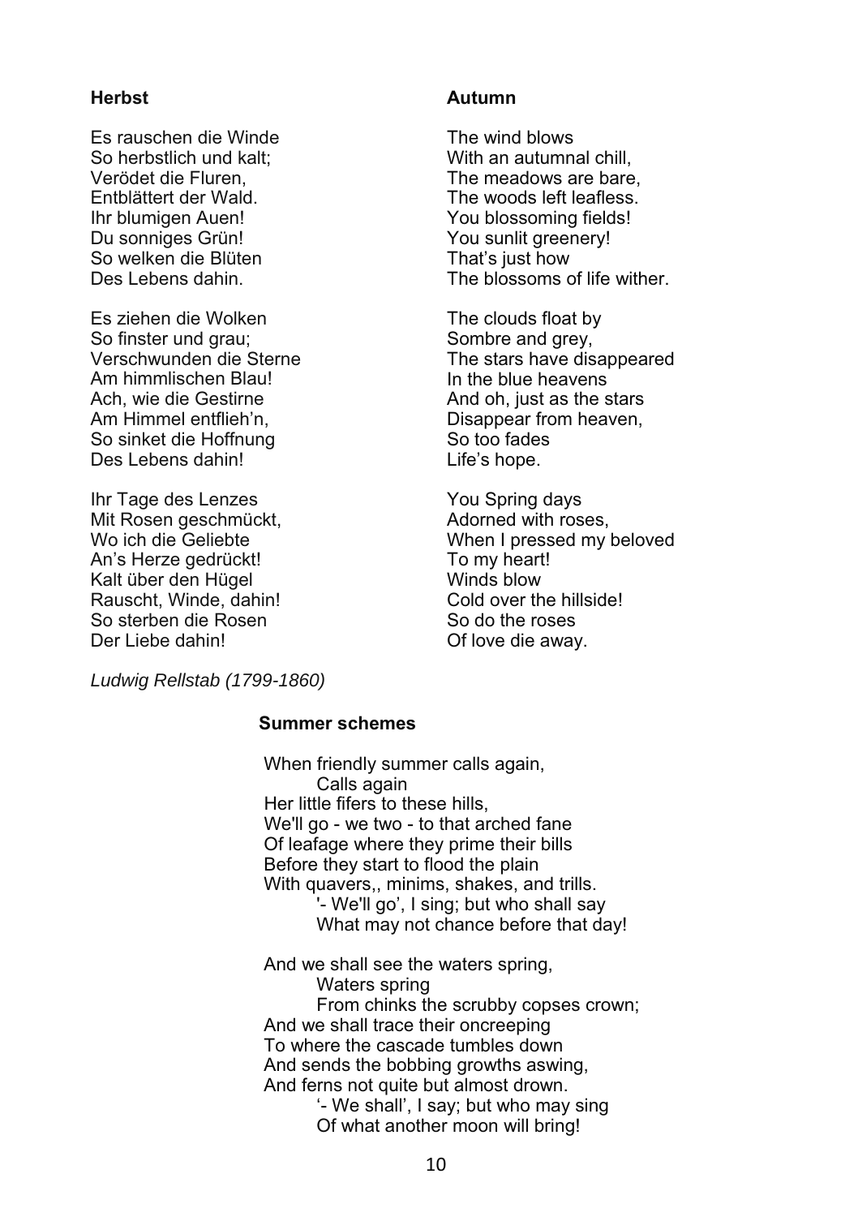**Herbst**

Es rauschen die Winde
So herbstlich und kalt;
Verödet die Fluren,
Entblättert der Wald.
Ihr blumigen Auen!
Du sonniges Grün!
So welken die Blüten
Des Lebens dahin.

Es ziehen die Wolken
So finster und grau;
Verschwunden die Sterne
Am himmlischen Blau!
Ach, wie die Gestirne
Am Himmel entflieh'n,
So sinket die Hoffnung
Des Lebens dahin!

Ihr Tage des Lenzes
Mit Rosen geschmückt,
Wo ich die Geliebte
An's Herze gedrückt!
Kalt über den Hügel
Rauscht, Winde, dahin!
So sterben die Rosen
Der Liebe dahin!

*Ludwig Rellstab (1799-1860)*

**Autumn**

The wind blows
With an autumnal chill,
The meadows are bare,
The woods left leafless.
You blossoming fields!
You sunlit greenery!
That's just how
The blossoms of life wither.

The clouds float by
Sombre and grey,
The stars have disappeared
In the blue heavens
And oh, just as the stars
Disappear from heaven,
So too fades
Life's hope.

You Spring days
Adorned with roses,
When I pressed my beloved
To my heart!
Winds blow
Cold over the hillside!
So do the roses
Of love die away.

**Summer schemes**

When friendly summer calls again,
Calls again
Her little fifers to these hills,
We'll go - we two - to that arched fane
Of leafage where they prime their bills
Before they start to flood the plain
With quavers,, minims, shakes, and trills.
'- We'll go', I sing; but who shall say
What may not chance before that day!

And we shall see the waters spring,
Waters spring
From chinks the scrubby copses crown;
And we shall trace their oncreeping
To where the cascade tumbles down
And sends the bobbing growths aswing,
And ferns not quite but almost drown.
'- We shall', I say; but who may sing
Of what another moon will bring!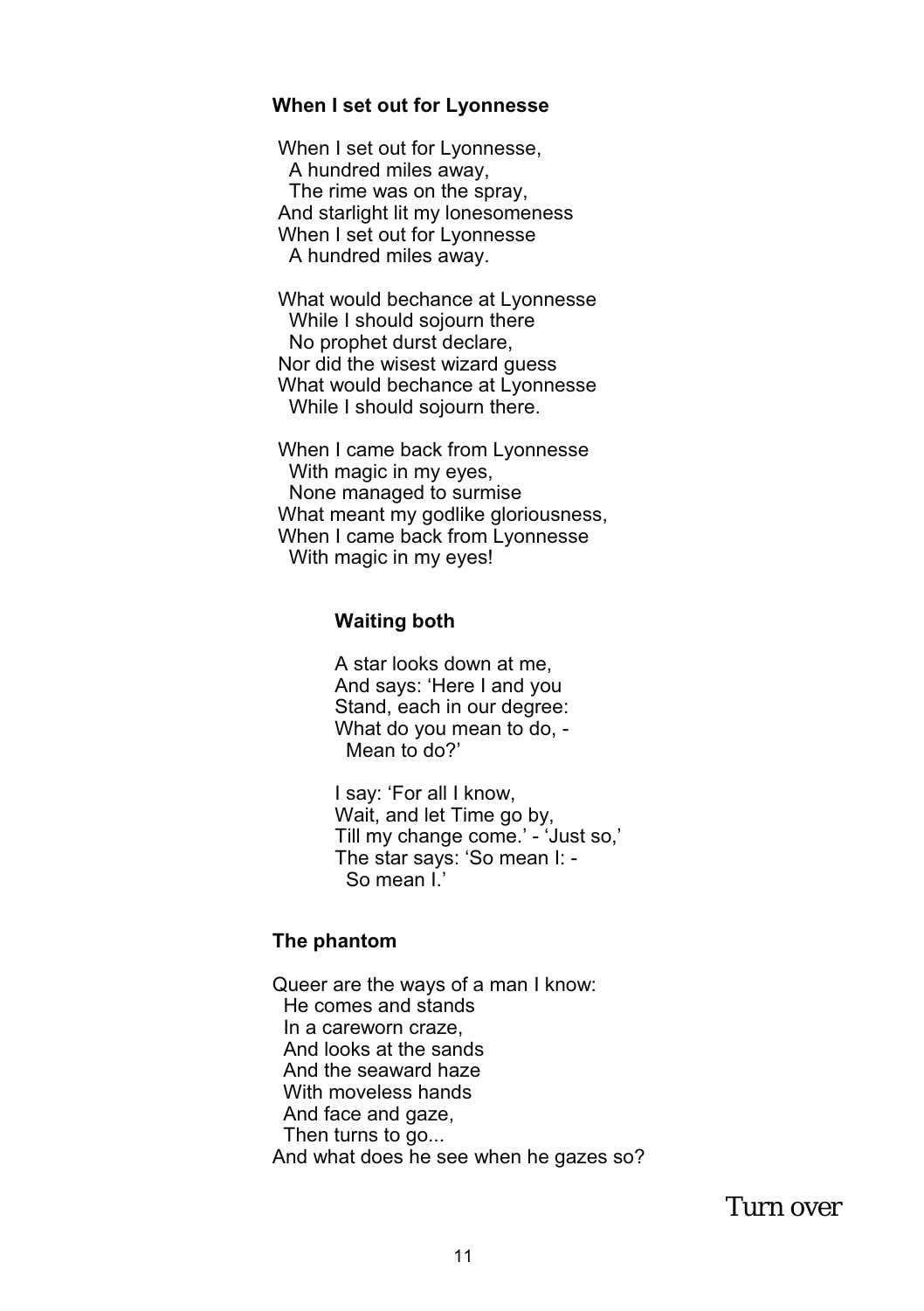### When I set out for Lyonnesse

When I set out for Lyonnesse,
  A hundred miles away,
  The rime was on the spray,
And starlight lit my lonesomeness
When I set out for Lyonnesse
  A hundred miles away.

What would bechance at Lyonnesse
  While I should sojourn there
  No prophet durst declare,
Nor did the wisest wizard guess
What would bechance at Lyonnesse
  While I should sojourn there.

When I came back from Lyonnesse
  With magic in my eyes,
  None managed to surmise
What meant my godlike gloriousness,
When I came back from Lyonnesse
  With magic in my eyes!

### Waiting both

A star looks down at me,
And says: 'Here I and you
Stand, each in our degree:
What do you mean to do, -
  Mean to do?'

I say: 'For all I know,
Wait, and let Time go by,
Till my change come.' - 'Just so,'
The star says: 'So mean I: -
  So mean I.'

### The phantom

Queer are the ways of a man I know:
  He comes and stands
  In a careworn craze,
  And looks at the sands
  And the seaward haze
  With moveless hands
  And face and gaze,
  Then turns to go...
And what does he see when he gazes so?

Turn over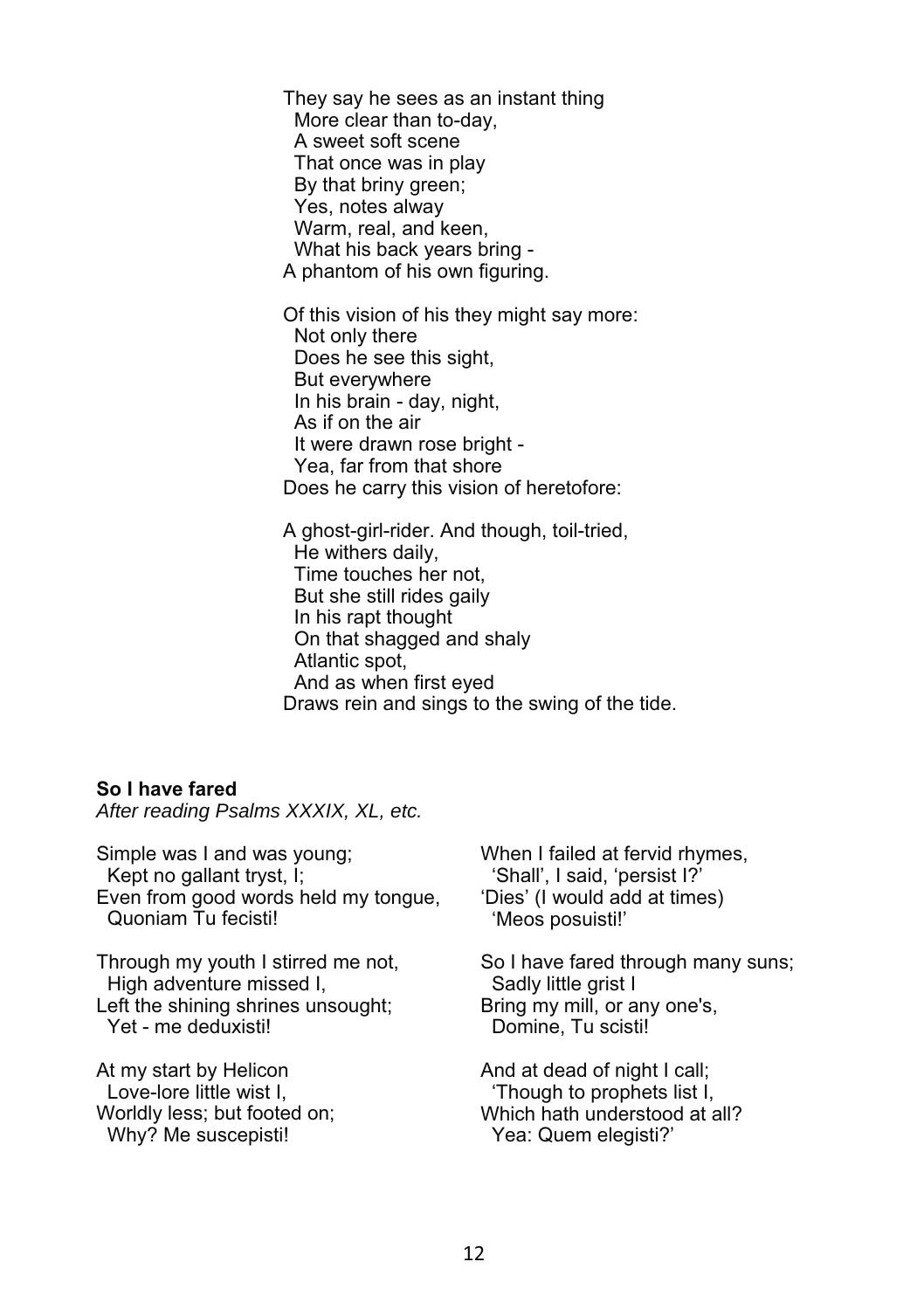They say he sees as an instant thing  
  More clear than to-day,  
  A sweet soft scene  
  That once was in play  
  By that briny green;  
  Yes, notes alway  
  Warm, real, and keen,  
  What his back years bring -  
A phantom of his own figuring.

Of this vision of his they might say more:  
  Not only there  
  Does he see this sight,  
  But everywhere  
  In his brain - day, night,  
  As if on the air  
  It were drawn rose bright -  
  Yea, far from that shore  
Does he carry this vision of heretofore:

A ghost-girl-rider. And though, toil-tried,  
  He withers daily,  
  Time touches her not,  
  But she still rides gaily  
  In his rapt thought  
  On that shagged and shaly  
  Atlantic spot,  
  And as when first eyed  
Draws rein and sings to the swing of the tide.

**So I have fared**

*After reading Psalms XXXIX, XL, etc.*

Simple was I and was young;  
  Kept no gallant tryst, I;  
Even from good words held my tongue,  
  Quoniam Tu fecisti!

Through my youth I stirred me not,  
  High adventure missed I,  
Left the shining shrines unsought;  
  Yet - me deduxisti!

At my start by Helicon  
  Love-lore little wist I,  
Worldly less; but footed on;  
  Why? Me suscepisti!

When I failed at fervid rhymes,  
  'Shall', I said, 'persist I?'  
'Dies' (I would add at times)  
  'Meos posuisti!'

So I have fared through many suns;  
  Sadly little grist I  
Bring my mill, or any one's,  
  Domine, Tu scisti!

And at dead of night I call;  
  'Though to prophets list I,  
Which hath understood at all?  
  Yea: Quem elegisti?'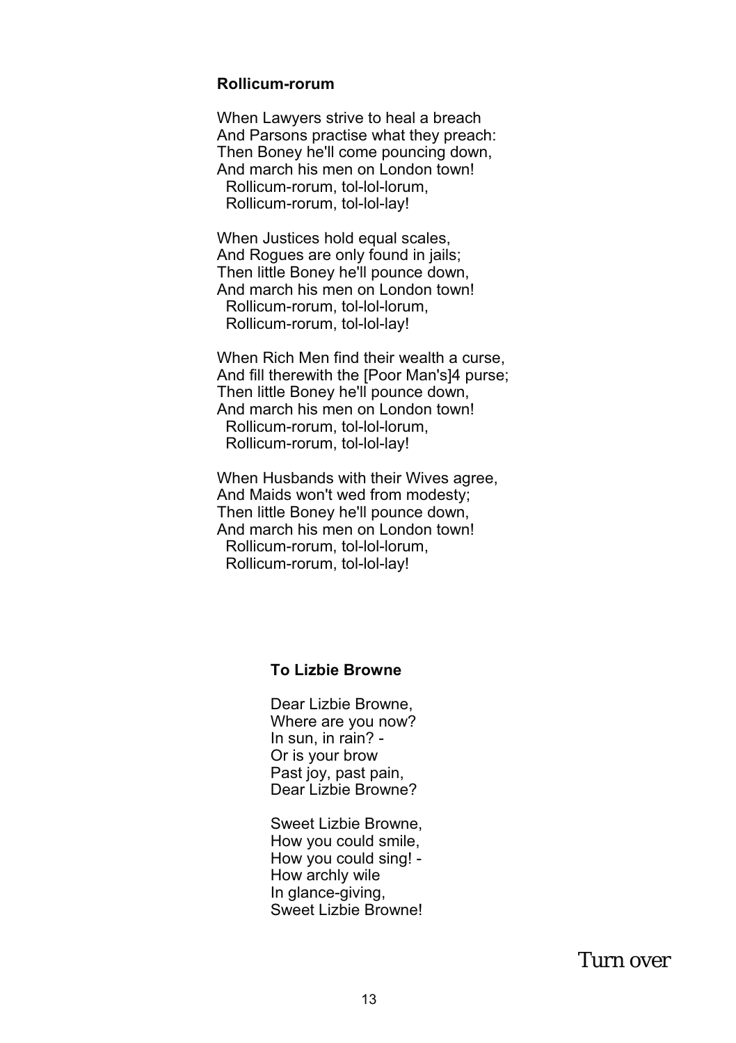### Rollicum-rorum

When Lawyers strive to heal a breach
And Parsons practise what they preach:
Then Boney he'll come pouncing down,
And march his men on London town!
  Rollicum-rorum, tol-lol-lorum,
  Rollicum-rorum, tol-lol-lay!

When Justices hold equal scales,
And Rogues are only found in jails;
Then little Boney he'll pounce down,
And march his men on London town!
  Rollicum-rorum, tol-lol-lorum,
  Rollicum-rorum, tol-lol-lay!

When Rich Men find their wealth a curse,
And fill therewith the [Poor Man's]4 purse;
Then little Boney he'll pounce down,
And march his men on London town!
  Rollicum-rorum, tol-lol-lorum,
  Rollicum-rorum, tol-lol-lay!

When Husbands with their Wives agree,
And Maids won't wed from modesty;
Then little Boney he'll pounce down,
And march his men on London town!
  Rollicum-rorum, tol-lol-lorum,
  Rollicum-rorum, tol-lol-lay!

### To Lizbie Browne

Dear Lizbie Browne,
Where are you now?
In sun, in rain? -
Or is your brow
Past joy, past pain,
Dear Lizbie Browne?

Sweet Lizbie Browne,
How you could smile,
How you could sing! -
How archly wile
In glance-giving,
Sweet Lizbie Browne!

Turn over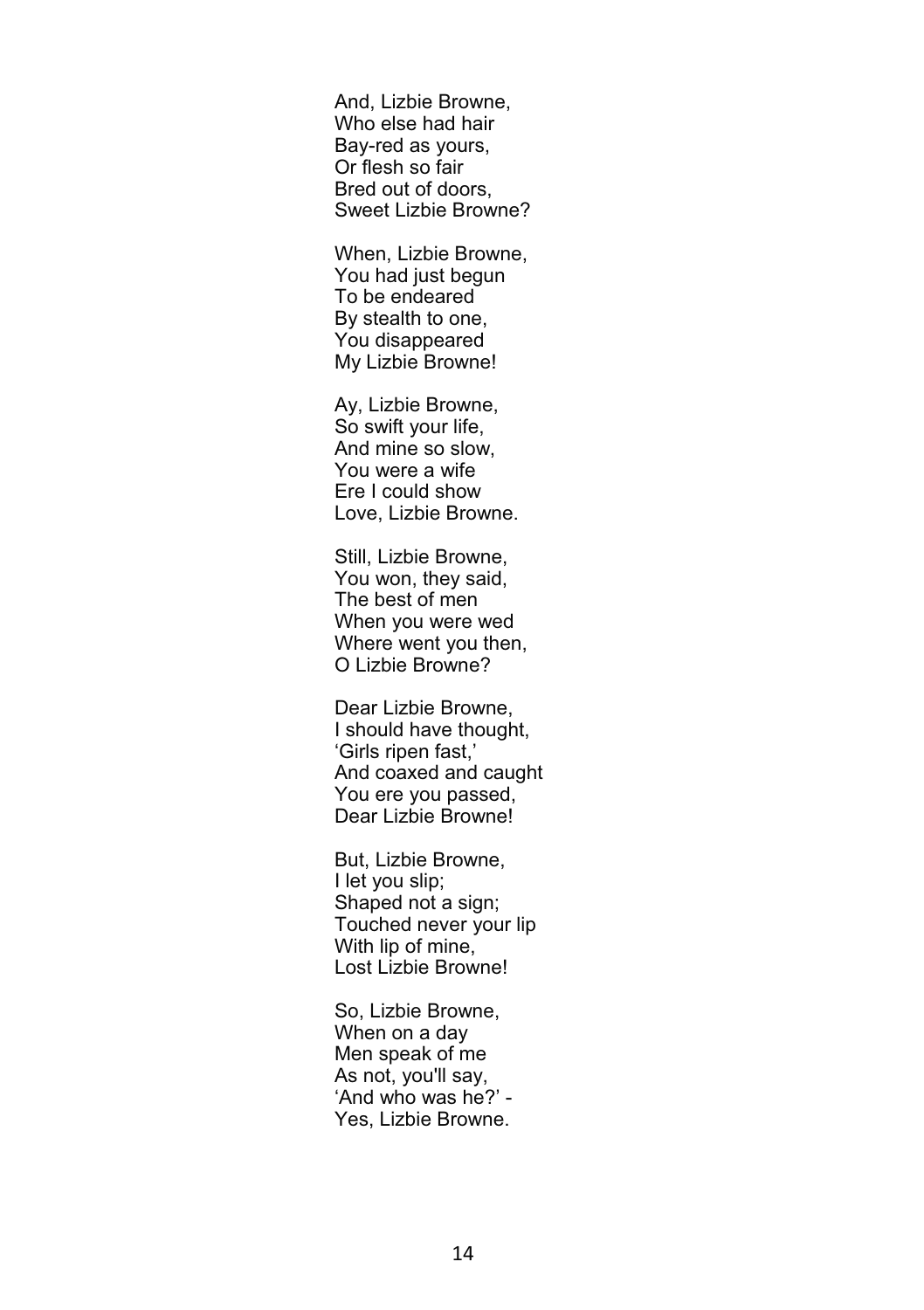And, Lizbie Browne,
Who else had hair
Bay-red as yours,
Or flesh so fair
Bred out of doors,
Sweet Lizbie Browne?

When, Lizbie Browne,
You had just begun
To be endeared
By stealth to one,
You disappeared
My Lizbie Browne!

Ay, Lizbie Browne,
So swift your life,
And mine so slow,
You were a wife
Ere I could show
Love, Lizbie Browne.

Still, Lizbie Browne,
You won, they said,
The best of men
When you were wed
Where went you then,
O Lizbie Browne?

Dear Lizbie Browne,
I should have thought,
'Girls ripen fast,'
And coaxed and caught
You ere you passed,
Dear Lizbie Browne!

But, Lizbie Browne,
I let you slip;
Shaped not a sign;
Touched never your lip
With lip of mine,
Lost Lizbie Browne!

So, Lizbie Browne,
When on a day
Men speak of me
As not, you'll say,
'And who was he?' -
Yes, Lizbie Browne.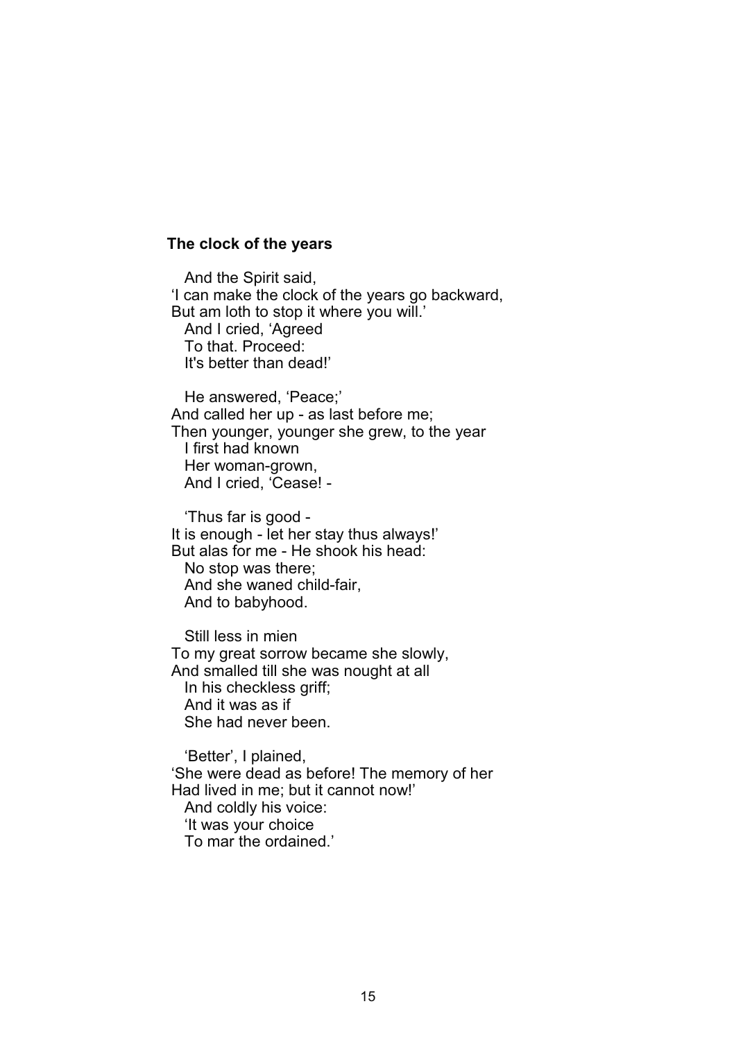### The clock of the years

And the Spirit said,  
'I can make the clock of the years go backward,  
But am loth to stop it where you will.'  
And I cried, 'Agreed  
To that. Proceed:  
It's better than dead!'

He answered, 'Peace;'  
And called her up - as last before me;  
Then younger, younger she grew, to the year  
I first had known  
Her woman-grown,  
And I cried, 'Cease! -

'Thus far is good -  
It is enough - let her stay thus always!'  
But alas for me - He shook his head:  
No stop was there;  
And she waned child-fair,  
And to babyhood.

Still less in mien  
To my great sorrow became she slowly,  
And smalled till she was nought at all  
In his checkless griff;  
And it was as if  
She had never been.

'Better', I plained,  
'She were dead as before! The memory of her  
Had lived in me; but it cannot now!'  
And coldly his voice:  
'It was your choice  
To mar the ordained.'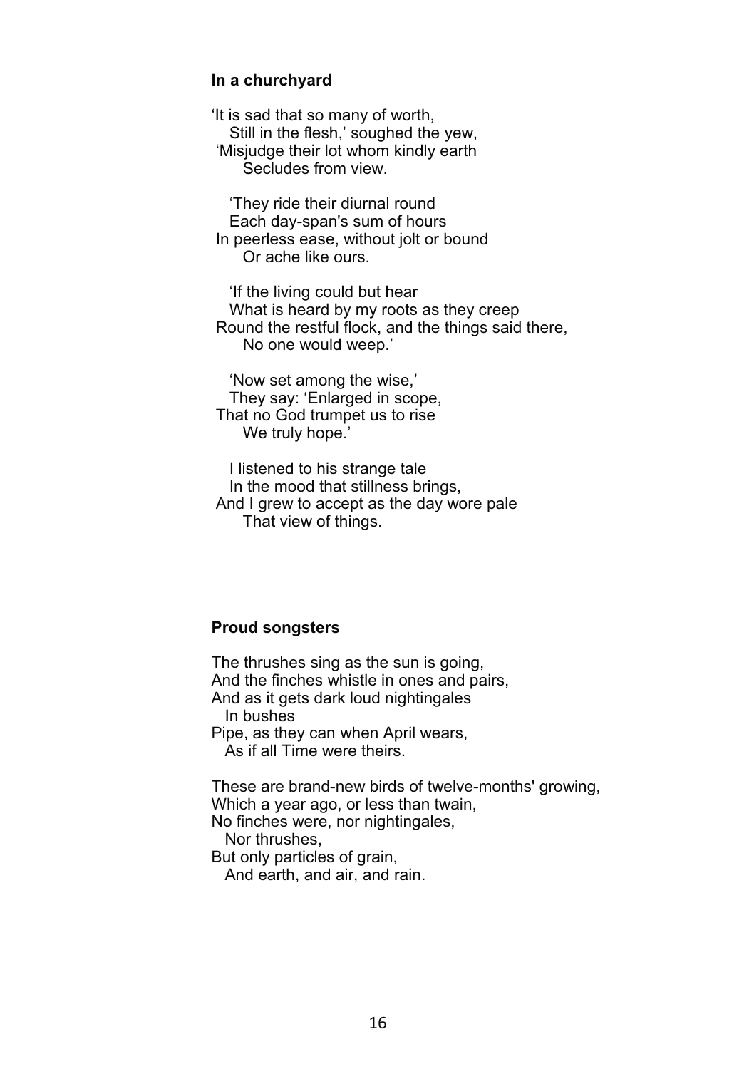### In a churchyard

'It is sad that so many of worth,
Still in the flesh,' soughed the yew,
'Misjudge their lot whom kindly earth
Secludes from view.

'They ride their diurnal round
Each day-span's sum of hours
In peerless ease, without jolt or bound
Or ache like ours.

'If the living could but hear
What is heard by my roots as they creep
Round the restful flock, and the things said there,
No one would weep.'

'Now set among the wise,'
They say: 'Enlarged in scope,
That no God trumpet us to rise
We truly hope.'

I listened to his strange tale
In the mood that stillness brings,
And I grew to accept as the day wore pale
That view of things.

### Proud songsters

The thrushes sing as the sun is going,
And the finches whistle in ones and pairs,
And as it gets dark loud nightingales
In bushes
Pipe, as they can when April wears,
As if all Time were theirs.

These are brand-new birds of twelve-months' growing,
Which a year ago, or less than twain,
No finches were, nor nightingales,
Nor thrushes,
But only particles of grain,
And earth, and air, and rain.